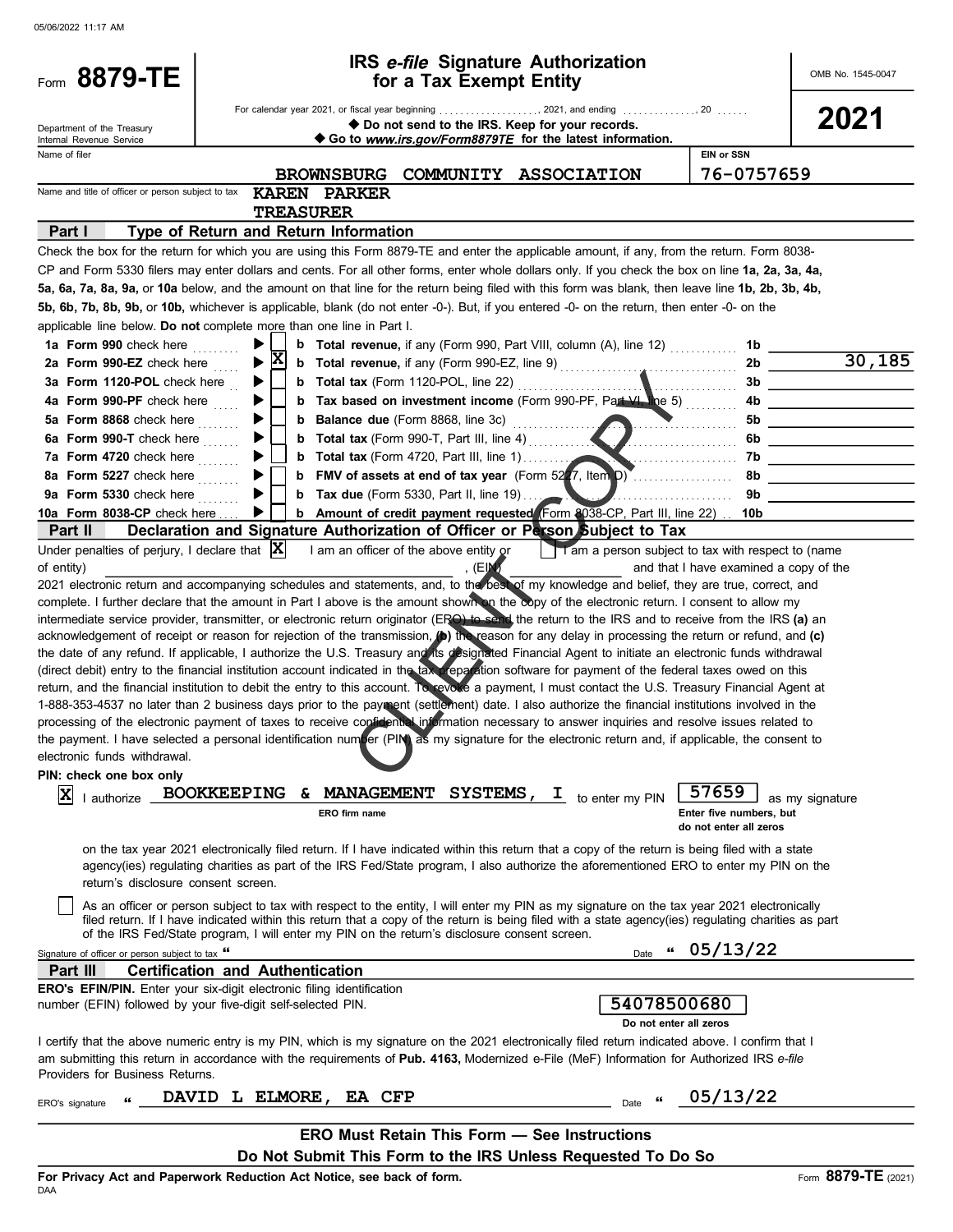05/06/2022 11:17 AM

# Form 8879-TE

## IRS *e-file* Signature Authorization for a Tax Exempt Entity

OMB No. 1545-0047

**2021**

Department of the Treasury
Internal Revenue Service

For calendar year 2021, or fiscal year beginning ..................., 2021, and ending ..............., 20 ......

◆ Do not send to the IRS. Keep for your records.

◆ Go to *www.irs.gov/Form8879TE* for the latest information.

| Name of filer | EIN or SSN |
|---|---|
| BROWNSBURG COMMUNITY ASSOCIATION | 76-0757659 |

Name and title of officer or person subject to tax: KAREN PARKER
TREASURER

### Part I Type of Return and Return Information

Check the box for the return for which you are using this Form 8879-TE and enter the applicable amount, if any, from the return. Form 8038-CP and Form 5330 filers may enter dollars and cents. For all other forms, enter whole dollars only. If you check the box on line **1a, 2a, 3a, 4a, 5a, 6a, 7a, 8a, 9a,** or **10a** below, and the amount on that line for the return being filed with this form was blank, then leave line **1b, 2b, 3b, 4b, 5b, 6b, 7b, 8b, 9b,** or **10b,** whichever is applicable, blank (do not enter -0-). But, if you entered -0- on the return, then enter -0- on the applicable line below. **Do not** complete more than one line in Part I.

| Form | Check | Line b | Line | Amount |
|---|---|---|---|---|
| **1a Form 990** check here | ☐ | **b Total revenue,** if any (Form 990, Part VIII, column (A), line 12) | 1b | |
| **2a Form 990-EZ** check here | X | **b Total revenue,** if any (Form 990-EZ, line 9) | 2b | 30,185 |
| **3a Form 1120-POL** check here | ☐ | **b Total tax** (Form 1120-POL, line 22) | 3b | |
| **4a Form 990-PF** check here | ☐ | **b Tax based on investment income** (Form 990-PF, Part VI, line 5) | 4b | |
| **5a Form 8868** check here | ☐ | **b Balance due** (Form 8868, line 3c) | 5b | |
| **6a Form 990-T** check here | ☐ | **b Total tax** (Form 990-T, Part III, line 4) | 6b | |
| **7a Form 4720** check here | ☐ | **b Total tax** (Form 4720, Part III, line 1) | 7b | |
| **8a Form 5227** check here | ☐ | **b FMV of assets at end of tax year** (Form 5227, Item D) | 8b | |
| **9a Form 5330** check here | ☐ | **b Tax due** (Form 5330, Part II, line 19) | 9b | |
| **10a Form 8038-CP** check here | ☐ | **b Amount of credit payment requested** (Form 8038-CP, Part III, line 22) | 10b | |

### Part II Declaration and Signature Authorization of Officer or Person Subject to Tax

Under penalties of perjury, I declare that [X] I am an officer of the above entity or [ ] I am a person subject to tax with respect to (name of entity) ______________________, (EIN) ______________ and that I have examined a copy of the 2021 electronic return and accompanying schedules and statements, and, to the best of my knowledge and belief, they are true, correct, and complete. I further declare that the amount in Part I above is the amount shown on the copy of the electronic return. I consent to allow my intermediate service provider, transmitter, or electronic return originator (ERO) to send the return to the IRS and to receive from the IRS **(a)** an acknowledgement of receipt or reason for rejection of the transmission, **(b)** the reason for any delay in processing the return or refund, and **(c)** the date of any refund. If applicable, I authorize the U.S. Treasury and its designated Financial Agent to initiate an electronic funds withdrawal (direct debit) entry to the financial institution account indicated in the tax preparation software for payment of the federal taxes owed on this return, and the financial institution to debit the entry to this account. To revoke a payment, I must contact the U.S. Treasury Financial Agent at 1-888-353-4537 no later than 2 business days prior to the payment (settlement) date. I also authorize the financial institutions involved in the processing of the electronic payment of taxes to receive confidential information necessary to answer inquiries and resolve issues related to the payment. I have selected a personal identification number (PIN) as my signature for the electronic return and, if applicable, the consent to electronic funds withdrawal.

**PIN: check one box only**

[X] I authorize **BOOKKEEPING & MANAGEMENT SYSTEMS, I** (ERO firm name) to enter my PIN **57659** (Enter five numbers, but do not enter all zeros) as my signature on the tax year 2021 electronically filed return. If I have indicated within this return that a copy of the return is being filed with a state agency(ies) regulating charities as part of the IRS Fed/State program, I also authorize the aforementioned ERO to enter my PIN on the return's disclosure consent screen.

[ ] As an officer or person subject to tax with respect to the entity, I will enter my PIN as my signature on the tax year 2021 electronically filed return. If I have indicated within this return that a copy of the return is being filed with a state agency(ies) regulating charities as part of the IRS Fed/State program, I will enter my PIN on the return's disclosure consent screen.

Signature of officer or person subject to tax ◆ &nbsp;&nbsp;&nbsp;&nbsp; Date ◆ 05/13/22

### Part III Certification and Authentication

**ERO's EFIN/PIN.** Enter your six-digit electronic filing identification number (EFIN) followed by your five-digit self-selected PIN. **54078500680** (Do not enter all zeros)

I certify that the above numeric entry is my PIN, which is my signature on the 2021 electronically filed return indicated above. I confirm that I am submitting this return in accordance with the requirements of **Pub. 4163,** Modernized e-File (MeF) Information for Authorized IRS *e-file* Providers for Business Returns.

ERO's signature ◆ DAVID L ELMORE, EA CFP &nbsp;&nbsp;&nbsp;&nbsp; Date ◆ 05/13/22

**ERO Must Retain This Form — See Instructions**

**Do Not Submit This Form to the IRS Unless Requested To Do So**

**For Privacy Act and Paperwork Reduction Act Notice, see back of form.**

DAA

Form **8879-TE** (2021)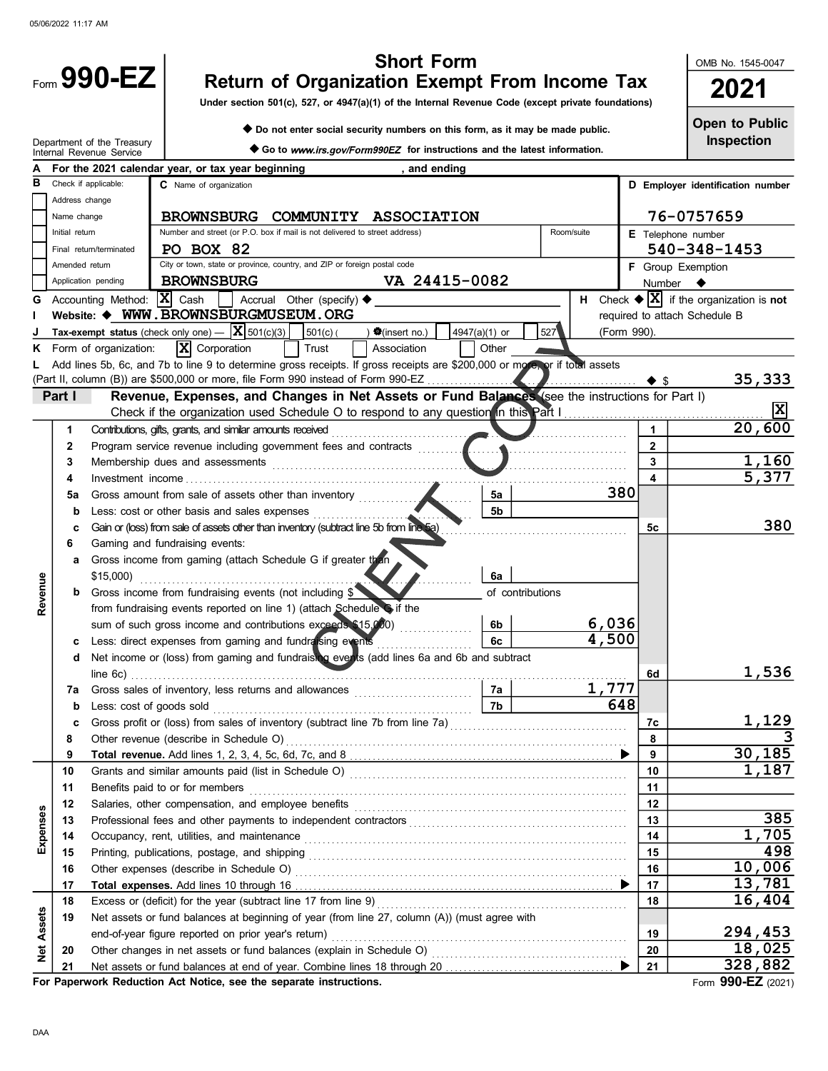# Form 990-EZ

## Short Form
## Return of Organization Exempt From Income Tax

**Under section 501(c), 527, or 4947(a)(1) of the Internal Revenue Code (except private foundations)**

◆ Do not enter social security numbers on this form, as it may be made public.

◆ Go to *www.irs.gov/Form990EZ* for instructions and the latest information.

Department of the Treasury
Internal Revenue Service

OMB No. 1545-0047

**2021**

**Open to Public Inspection**

**A** For the 2021 calendar year, or tax year beginning , and ending

**B** Check if applicable:
- Address change
- Name change
- Initial return
- Final return/terminated
- Amended return
- Application pending

**C** Name of organization: **BROWNSBURG COMMUNITY ASSOCIATION**

Number and street (or P.O. box if mail is not delivered to street address): **PO BOX 82**

Room/suite:

City or town, state or province, country, and ZIP or foreign postal code: **BROWNSBURG VA 24415-0082**

**D** Employer identification number: **76-0757659**

**E** Telephone number: **540-348-1453**

**F** Group Exemption Number ◆

**G** Accounting Method: [X] Cash [ ] Accrual Other (specify) ◆

**H** Check ◆ [X] if the organization is **not** required to attach Schedule B (Form 990).

**I** Website: ◆ **WWW.BROWNSBURGMUSEUM.ORG**

**J** Tax-exempt status (check only one) — [X] 501(c)(3) [ ] 501(c) ( ) ◆(insert no.) [ ] 4947(a)(1) or [ ] 527

**K** Form of organization: [X] Corporation [ ] Trust [ ] Association [ ] Other

**L** Add lines 5b, 6c, and 7b to line 9 to determine gross receipts. If gross receipts are $200,000 or more, or if total assets (Part II, column (B)) are $500,000 or more, file Form 990 instead of Form 990-EZ ◆ $ **35,333**

### Part I — Revenue, Expenses, and Changes in Net Assets or Fund Balances (see the instructions for Part I)

Check if the organization used Schedule O to respond to any question in this Part I [X]

| Section | Line | Description | Sub-line | Sub-amount | Line | Amount |
|---|---|---|---|---|---|---|
| Revenue | 1 | Contributions, gifts, grants, and similar amounts received | | | 1 | 20,600 |
| | 2 | Program service revenue including government fees and contracts | | | 2 | |
| | 3 | Membership dues and assessments | | | 3 | 1,160 |
| | 4 | Investment income | | | 4 | 5,377 |
| | 5a | Gross amount from sale of assets other than inventory | 5a | 380 | | |
| | b | Less: cost or other basis and sales expenses | 5b | | | |
| | c | Gain or (loss) from sale of assets other than inventory (subtract line 5b from line 5a) | | | 5c | 380 |
| | 6 | Gaming and fundraising events: | | | | |
| | a | Gross income from gaming (attach Schedule G if greater than $15,000) | 6a | | | |
| | b | Gross income from fundraising events (not including $ of contributions from fundraising events reported on line 1) (attach Schedule G if the sum of such gross income and contributions exceeds $15,000) | 6b | 6,036 | | |
| | c | Less: direct expenses from gaming and fundraising events | 6c | 4,500 | | |
| | d | Net income or (loss) from gaming and fundraising events (add lines 6a and 6b and subtract line 6c) | | | 6d | 1,536 |
| | 7a | Gross sales of inventory, less returns and allowances | 7a | 1,777 | | |
| | b | Less: cost of goods sold | 7b | 648 | | |
| | c | Gross profit or (loss) from sales of inventory (subtract line 7b from line 7a) | | | 7c | 1,129 |
| | 8 | Other revenue (describe in Schedule O) | | | 8 | 3 |
| | 9 | **Total revenue.** Add lines 1, 2, 3, 4, 5c, 6d, 7c, and 8 ▶ | | | 9 | 30,185 |
| Expenses | 10 | Grants and similar amounts paid (list in Schedule O) | | | 10 | 1,187 |
| | 11 | Benefits paid to or for members | | | 11 | |
| | 12 | Salaries, other compensation, and employee benefits | | | 12 | |
| | 13 | Professional fees and other payments to independent contractors | | | 13 | 385 |
| | 14 | Occupancy, rent, utilities, and maintenance | | | 14 | 1,705 |
| | 15 | Printing, publications, postage, and shipping | | | 15 | 498 |
| | 16 | Other expenses (describe in Schedule O) | | | 16 | 10,006 |
| | 17 | **Total expenses.** Add lines 10 through 16 ▶ | | | 17 | 13,781 |
| Net Assets | 18 | Excess or (deficit) for the year (subtract line 17 from line 9) | | | 18 | 16,404 |
| | 19 | Net assets or fund balances at beginning of year (from line 27, column (A)) (must agree with end-of-year figure reported on prior year's return) | | | 19 | 294,453 |
| | 20 | Other changes in net assets or fund balances (explain in Schedule O) | | | 20 | 18,025 |
| | 21 | Net assets or fund balances at end of year. Combine lines 18 through 20 ▶ | | | 21 | 328,882 |

**For Paperwork Reduction Act Notice, see the separate instructions.**

Form **990-EZ** (2021)

DAA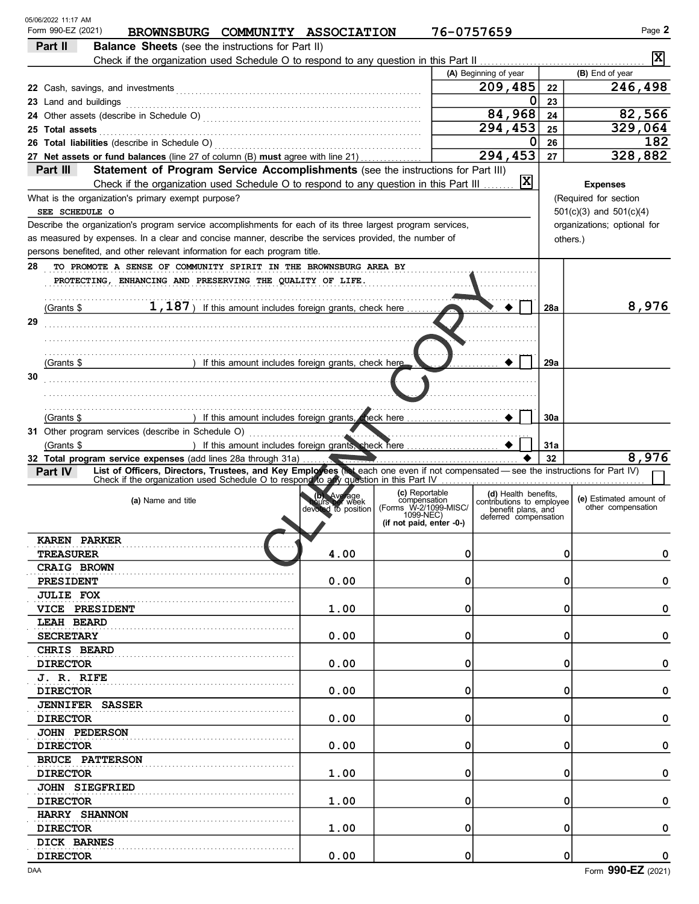05/06/2022 11:17 AM

Form 990-EZ (2021) **BROWNSBURG COMMUNITY ASSOCIATION** 76-0757659 Page **2**

## Part II Balance Sheets (see the instructions for Part II)

Check if the organization used Schedule O to respond to any question in this Part II .......... [X]

| | (A) Beginning of year | | (B) End of year |
|---|---|---|---|
| **22** Cash, savings, and investments | 209,485 | 22 | 246,498 |
| **23** Land and buildings | 0 | 23 | |
| **24** Other assets (describe in Schedule O) | 84,968 | 24 | 82,566 |
| **25 Total assets** | 294,453 | 25 | 329,064 |
| **26 Total liabilities** (describe in Schedule O) | 0 | 26 | 182 |
| **27 Net assets or fund balances** (line 27 of column (B) **must** agree with line 21) | 294,453 | 27 | 328,882 |

## Part III Statement of Program Service Accomplishments (see the instructions for Part III)

Check if the organization used Schedule O to respond to any question in this Part III .......... [X]

What is the organization's primary exempt purpose?

SEE SCHEDULE O

Describe the organization's program service accomplishments for each of its three largest program services, as measured by expenses. In a clear and concise manner, describe the services provided, the number of persons benefited, and other relevant information for each program title.

**Expenses** (Required for section 501(c)(3) and 501(c)(4) organizations; optional for others.)

| | | | Expenses |
|---|---|---|---|
| **28** | TO PROMOTE A SENSE OF COMMUNITY SPIRIT IN THE BROWNSBURG AREA BY PROTECTING, ENHANCING AND PRESERVING THE QUALITY OF LIFE. (Grants $ 1,187 ) If this amount includes foreign grants, check here [ ] | 28a | 8,976 |
| **29** | (Grants $ ) If this amount includes foreign grants, check here [ ] | 29a | |
| **30** | (Grants $ ) If this amount includes foreign grants, check here [ ] | 30a | |
| **31** | Other program services (describe in Schedule O) (Grants $ ) If this amount includes foreign grants, check here [ ] | 31a | |
| **32** | **Total program service expenses** (add lines 28a through 31a) | 32 | 8,976 |

## Part IV List of Officers, Directors, Trustees, and Key Employees (list each one even if not compensated — see the instructions for Part IV)

Check if the organization used Schedule O to respond to any question in this Part IV .......... [ ]

| (a) Name and title | (b) Average hours per week devoted to position | (c) Reportable compensation (Forms W-2/1099-MISC/1099-NEC) (if not paid, enter -0-) | (d) Health benefits, contributions to employee benefit plans, and deferred compensation | (e) Estimated amount of other compensation |
|---|---|---|---|---|
| KAREN PARKER<br>TREASURER | 4.00 | 0 | 0 | 0 |
| CRAIG BROWN<br>PRESIDENT | 0.00 | 0 | 0 | 0 |
| JULIE FOX<br>VICE PRESIDENT | 1.00 | 0 | 0 | 0 |
| LEAH BEARD<br>SECRETARY | 0.00 | 0 | 0 | 0 |
| CHRIS BEARD<br>DIRECTOR | 0.00 | 0 | 0 | 0 |
| J. R. RIFE<br>DIRECTOR | 0.00 | 0 | 0 | 0 |
| JENNIFER SASSER<br>DIRECTOR | 0.00 | 0 | 0 | 0 |
| JOHN PEDERSON<br>DIRECTOR | 0.00 | 0 | 0 | 0 |
| BRUCE PATTERSON<br>DIRECTOR | 1.00 | 0 | 0 | 0 |
| JOHN SIEGFRIED<br>DIRECTOR | 1.00 | 0 | 0 | 0 |
| HARRY SHANNON<br>DIRECTOR | 1.00 | 0 | 0 | 0 |
| DICK BARNES<br>DIRECTOR | 0.00 | 0 | 0 | 0 |

DAA Form **990-EZ** (2021)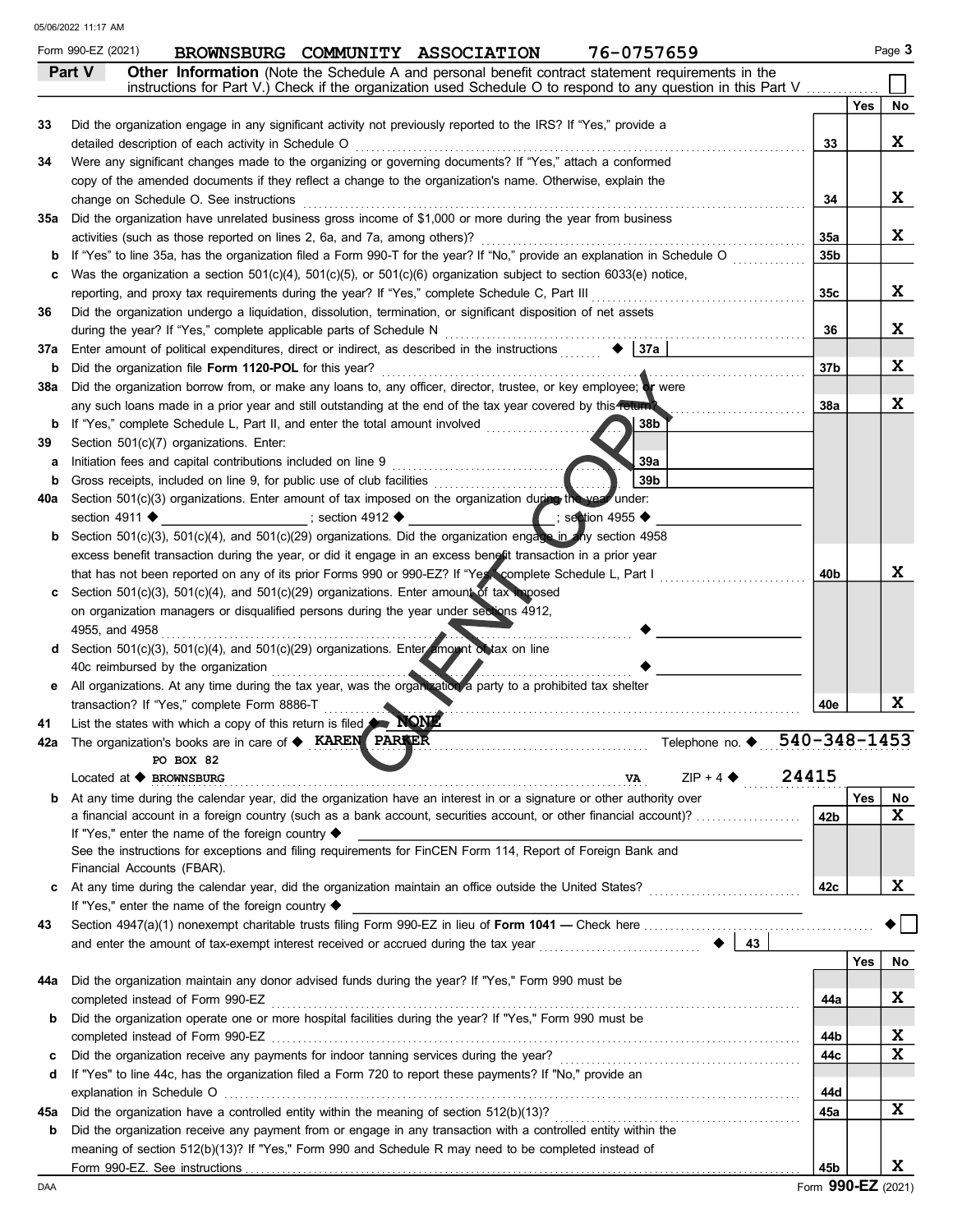Form 990-EZ (2021) **BROWNSBURG COMMUNITY ASSOCIATION** 76-0757659 Page 3

## Part V Other Information

(Note the Schedule A and personal benefit contract statement requirements in the instructions for Part V.) Check if the organization used Schedule O to respond to any question in this Part V ☐

| | | | Yes | No |
|---|---|---|---|---|
| 33 | Did the organization engage in any significant activity not previously reported to the IRS? If "Yes," provide a detailed description of each activity in Schedule O | 33 | | X |
| 34 | Were any significant changes made to the organizing or governing documents? If "Yes," attach a conformed copy of the amended documents if they reflect a change to the organization's name. Otherwise, explain the change on Schedule O. See instructions | 34 | | X |
| 35a | Did the organization have unrelated business gross income of $1,000 or more during the year from business activities (such as those reported on lines 2, 6a, and 7a, among others)? | 35a | | X |
| b | If "Yes" to line 35a, has the organization filed a Form 990-T for the year? If "No," provide an explanation in Schedule O | 35b | | |
| c | Was the organization a section 501(c)(4), 501(c)(5), or 501(c)(6) organization subject to section 6033(e) notice, reporting, and proxy tax requirements during the year? If "Yes," complete Schedule C, Part III | 35c | | X |
| 36 | Did the organization undergo a liquidation, dissolution, termination, or significant disposition of net assets during the year? If "Yes," complete applicable parts of Schedule N | 36 | | X |
| 37a | Enter amount of political expenditures, direct or indirect, as described in the instructions ◆ 37a | | | |
| b | Did the organization file **Form 1120-POL** for this year? | 37b | | X |
| 38a | Did the organization borrow from, or make any loans to, any officer, director, trustee, or key employee; or were any such loans made in a prior year and still outstanding at the end of the tax year covered by this return? | 38a | | X |
| b | If "Yes," complete Schedule L, Part II, and enter the total amount involved 38b | | | |
| 39 | Section 501(c)(7) organizations. Enter: | | | |
| a | Initiation fees and capital contributions included on line 9 39a | | | |
| b | Gross receipts, included on line 9, for public use of club facilities 39b | | | |
| 40a | Section 501(c)(3) organizations. Enter amount of tax imposed on the organization during the year under: section 4911 ◆ ; section 4912 ◆ ; section 4955 ◆ | | | |
| b | Section 501(c)(3), 501(c)(4), and 501(c)(29) organizations. Did the organization engage in any section 4958 excess benefit transaction during the year, or did it engage in an excess benefit transaction in a prior year that has not been reported on any of its prior Forms 990 or 990-EZ? If "Yes," complete Schedule L, Part I | 40b | | X |
| c | Section 501(c)(3), 501(c)(4), and 501(c)(29) organizations. Enter amount of tax imposed on organization managers or disqualified persons during the year under sections 4912, 4955, and 4958 ◆ | | | |
| d | Section 501(c)(3), 501(c)(4), and 501(c)(29) organizations. Enter amount of tax on line 40c reimbursed by the organization ◆ | | | |
| e | All organizations. At any time during the tax year, was the organization a party to a prohibited tax shelter transaction? If "Yes," complete Form 8886-T | 40e | | X |

41 List the states with which a copy of this return is filed ◆ NONE

42a The organization's books are in care of ◆ KAREN PARKER Telephone no. ◆ 540-348-1453

PO BOX 82

Located at ◆ BROWNSBURG VA ZIP + 4 ◆ 24415

| | | | Yes | No |
|---|---|---|---|---|
| b | At any time during the calendar year, did the organization have an interest in or a signature or other authority over a financial account in a foreign country (such as a bank account, securities account, or other financial account)? If "Yes," enter the name of the foreign country ◆ See the instructions for exceptions and filing requirements for FinCEN Form 114, Report of Foreign Bank and Financial Accounts (FBAR). | 42b | | X |
| c | At any time during the calendar year, did the organization maintain an office outside the United States? If "Yes," enter the name of the foreign country ◆ | 42c | | X |

43 Section 4947(a)(1) nonexempt charitable trusts filing Form 990-EZ in lieu of **Form 1041** — Check here ◆ ☐ and enter the amount of tax-exempt interest received or accrued during the tax year ◆ 43

| | | | Yes | No |
|---|---|---|---|---|
| 44a | Did the organization maintain any donor advised funds during the year? If "Yes," Form 990 must be completed instead of Form 990-EZ | 44a | | X |
| b | Did the organization operate one or more hospital facilities during the year? If "Yes," Form 990 must be completed instead of Form 990-EZ | 44b | | X |
| c | Did the organization receive any payments for indoor tanning services during the year? | 44c | | X |
| d | If "Yes" to line 44c, has the organization filed a Form 720 to report these payments? If "No," provide an explanation in Schedule O | 44d | | |
| 45a | Did the organization have a controlled entity within the meaning of section 512(b)(13)? | 45a | | X |
| b | Did the organization receive any payment from or engage in any transaction with a controlled entity within the meaning of section 512(b)(13)? If "Yes," Form 990 and Schedule R may need to be completed instead of Form 990-EZ. See instructions | 45b | | X |

Form **990-EZ** (2021)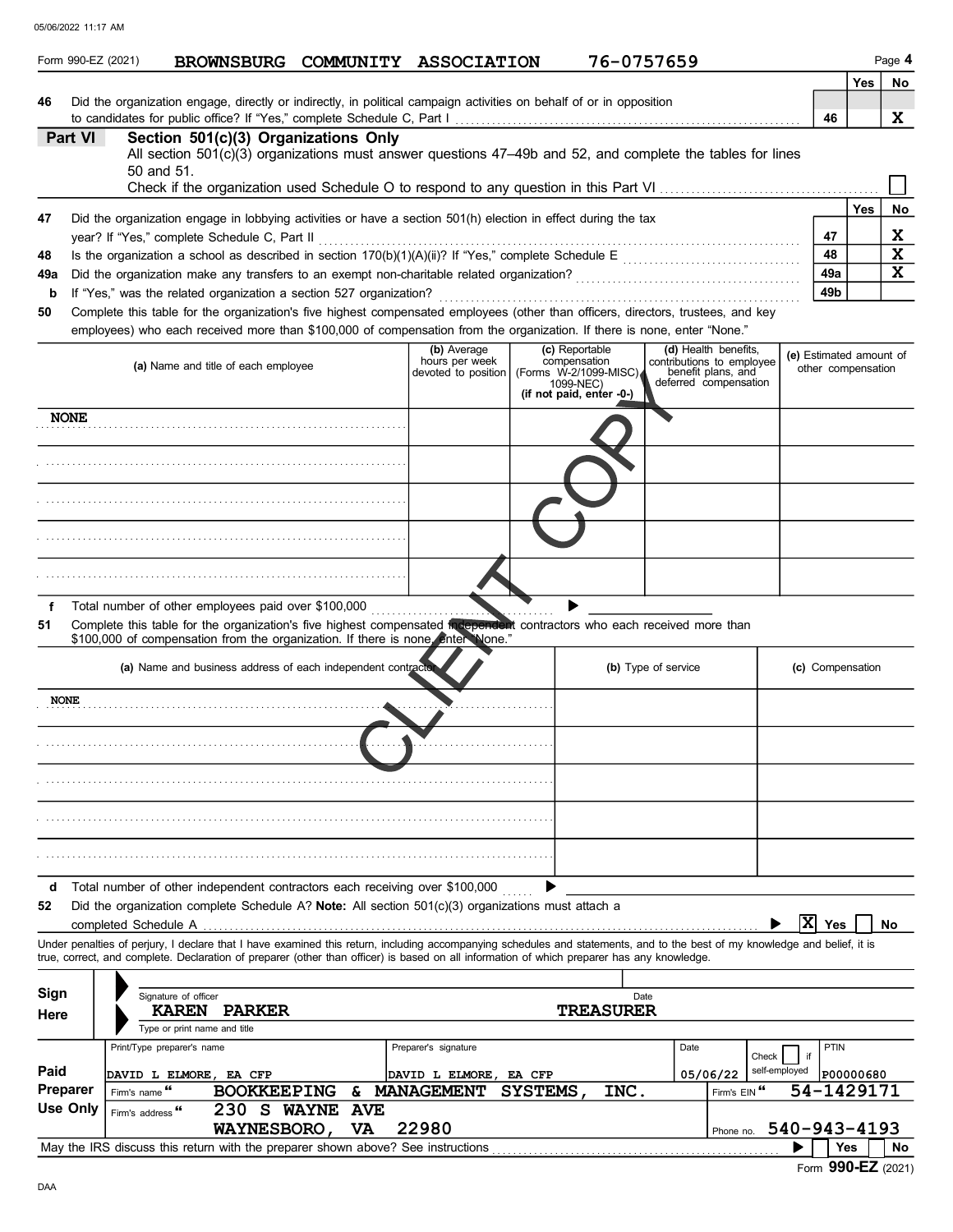05/06/2022 11:17 AM

Form 990-EZ (2021) **BROWNSBURG COMMUNITY ASSOCIATION** **76-0757659** Page **4**

| | | | Yes | No |
|---|---|---|---|---|
| 46 | Did the organization engage, directly or indirectly, in political campaign activities on behalf of or in opposition to candidates for public office? If "Yes," complete Schedule C, Part I | 46 | | X |

## Part VI Section 501(c)(3) Organizations Only

All section 501(c)(3) organizations must answer questions 47–49b and 52, and complete the tables for lines 50 and 51.

Check if the organization used Schedule O to respond to any question in this Part VI ☐

| | | | Yes | No |
|---|---|---|---|---|
| 47 | Did the organization engage in lobbying activities or have a section 501(h) election in effect during the tax year? If "Yes," complete Schedule C, Part II | 47 | | X |
| 48 | Is the organization a school as described in section 170(b)(1)(A)(ii)? If "Yes," complete Schedule E | 48 | | X |
| 49a | Did the organization make any transfers to an exempt non-charitable related organization? | 49a | | X |
| b | If "Yes," was the related organization a section 527 organization? | 49b | | |

**50** Complete this table for the organization's five highest compensated employees (other than officers, directors, trustees, and key employees) who each received more than $100,000 of compensation from the organization. If there is none, enter "None."

| (a) Name and title of each employee | (b) Average hours per week devoted to position | (c) Reportable compensation (Forms W-2/1099-MISC/1099-NEC) (if not paid, enter -0-) | (d) Health benefits, contributions to employee benefit plans, and deferred compensation | (e) Estimated amount of other compensation |
|---|---|---|---|---|
| NONE | | | | |
| | | | | |
| | | | | |
| | | | | |
| | | | | |

**f** Total number of other employees paid over $100,000 ▶

**51** Complete this table for the organization's five highest compensated independent contractors who each received more than $100,000 of compensation from the organization. If there is none, enter "None."

| (a) Name and business address of each independent contractor | (b) Type of service | (c) Compensation |
|---|---|---|
| NONE | | |
| | | |
| | | |
| | | |
| | | |

**d** Total number of other independent contractors each receiving over $100,000 ▶

**52** Did the organization complete Schedule A? **Note:** All section 501(c)(3) organizations must attach a completed Schedule A ▶ ☒ Yes ☐ No

Under penalties of perjury, I declare that I have examined this return, including accompanying schedules and statements, and to the best of my knowledge and belief, it is true, correct, and complete. Declaration of preparer (other than officer) is based on all information of which preparer has any knowledge.

**Sign Here**

Signature of officer | Date

KAREN PARKER TREASURER

Type or print name and title

| **Paid Preparer Use Only** | Print/Type preparer's name | Preparer's signature | Date | Check ☐ if self-employed | PTIN |
|---|---|---|---|---|---|
| | DAVID L ELMORE, EA CFP | DAVID L ELMORE, EA CFP | 05/06/22 | | P00000680 |
| | Firm's name BOOKKEEPING & MANAGEMENT SYSTEMS, INC. | | Firm's EIN 54-1429171 | | |
| | Firm's address 230 S WAYNE AVE WAYNESBORO, VA 22980 | | Phone no. 540-943-4193 | | |

May the IRS discuss this return with the preparer shown above? See instructions ▶ ☐ Yes ☐ No

Form **990-EZ** (2021)

DAA

CLIENT COPY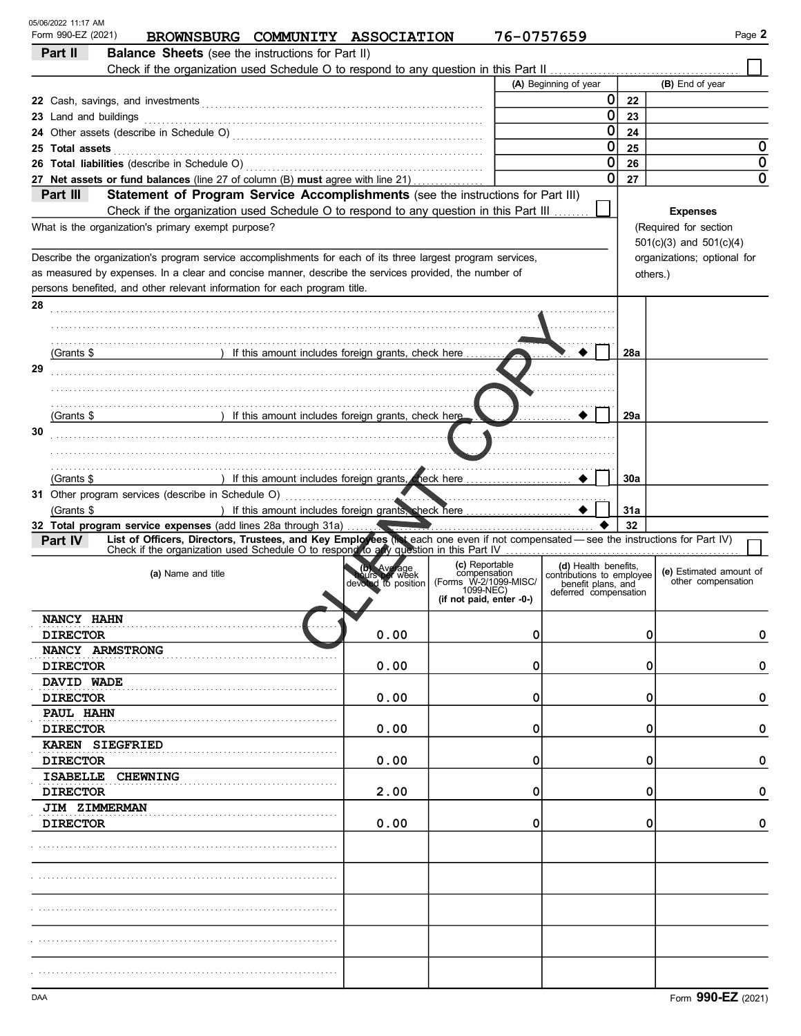05/06/2022 11:17 AM

Form 990-EZ (2021) **BROWNSBURG COMMUNITY ASSOCIATION** 76-0757659 Page **2**

## Part II Balance Sheets (see the instructions for Part II)

Check if the organization used Schedule O to respond to any question in this Part II ☐

| | (A) Beginning of year | | (B) End of year |
|---|---|---|---|
| 22 Cash, savings, and investments | 0 | 22 | |
| 23 Land and buildings | 0 | 23 | |
| 24 Other assets (describe in Schedule O) | 0 | 24 | |
| 25 **Total assets** | 0 | 25 | 0 |
| 26 **Total liabilities** (describe in Schedule O) | 0 | 26 | 0 |
| 27 **Net assets or fund balances** (line 27 of column (B) **must** agree with line 21) | 0 | 27 | 0 |

## Part III Statement of Program Service Accomplishments (see the instructions for Part III)

Check if the organization used Schedule O to respond to any question in this Part III ☐

**Expenses** (Required for section 501(c)(3) and 501(c)(4) organizations; optional for others.)

What is the organization's primary exempt purpose?

Describe the organization's program service accomplishments for each of its three largest program services, as measured by expenses. In a clear and concise manner, describe the services provided, the number of persons benefited, and other relevant information for each program title.

| | | |
|---|---|---|
| **28** (Grants $ ) If this amount includes foreign grants, check here ☐ | 28a | |
| **29** (Grants $ ) If this amount includes foreign grants, check here ☐ | 29a | |
| **30** (Grants $ ) If this amount includes foreign grants, check here ☐ | 30a | |
| **31** Other program services (describe in Schedule O) (Grants $ ) If this amount includes foreign grants, check here ☐ | 31a | |
| **32 Total program service expenses** (add lines 28a through 31a) | 32 | |

## Part IV List of Officers, Directors, Trustees, and Key Employees (list each one even if not compensated — see the instructions for Part IV)

Check if the organization used Schedule O to respond to any question in this Part IV ☐

| (a) Name and title | (b) Average hours per week devoted to position | (c) Reportable compensation (Forms W-2/1099-MISC/ 1099-NEC) (if not paid, enter -0-) | (d) Health benefits, contributions to employee benefit plans, and deferred compensation | (e) Estimated amount of other compensation |
|---|---|---|---|---|
| NANCY HAHN<br>DIRECTOR | 0.00 | 0 | 0 | 0 |
| NANCY ARMSTRONG<br>DIRECTOR | 0.00 | 0 | 0 | 0 |
| DAVID WADE<br>DIRECTOR | 0.00 | 0 | 0 | 0 |
| PAUL HAHN<br>DIRECTOR | 0.00 | 0 | 0 | 0 |
| KAREN SIEGFRIED<br>DIRECTOR | 0.00 | 0 | 0 | 0 |
| ISABELLE CHEWNING<br>DIRECTOR | 2.00 | 0 | 0 | 0 |
| JIM ZIMMERMAN<br>DIRECTOR | 0.00 | 0 | 0 | 0 |

CLIENT COPY

DAA Form **990-EZ** (2021)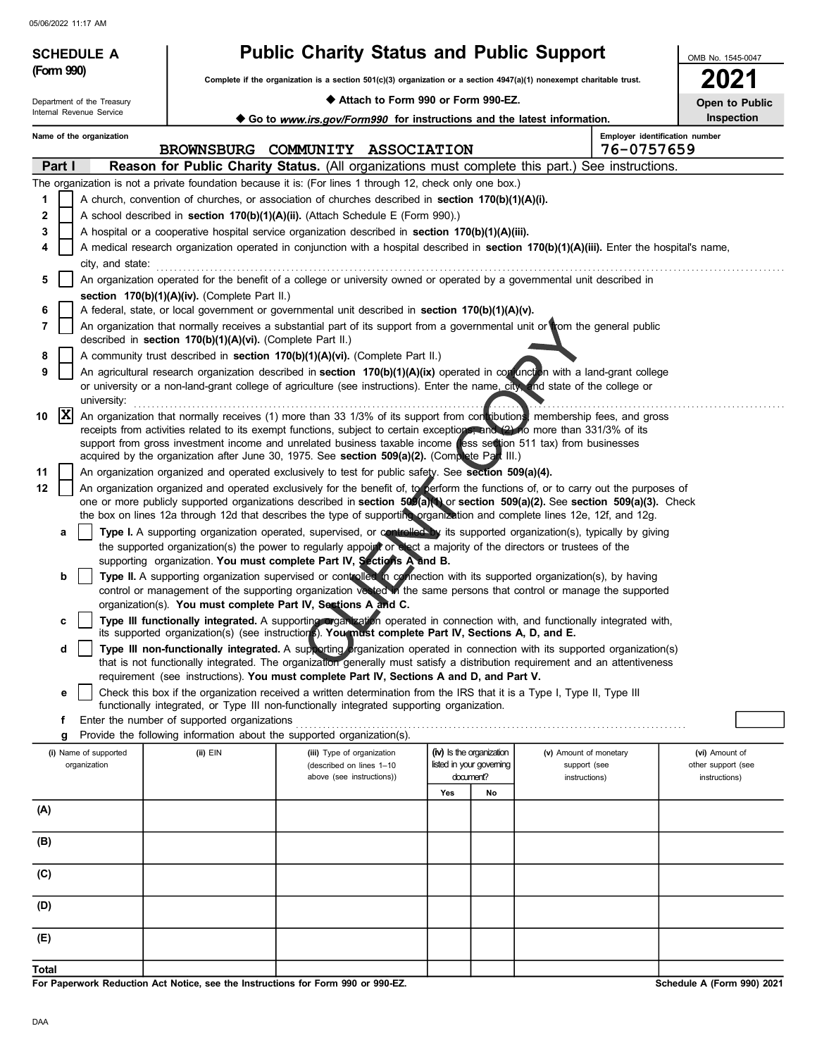05/06/2022 11:17 AM

**SCHEDULE A (Form 990)**

Department of the Treasury
Internal Revenue Service

# Public Charity Status and Public Support

**Complete if the organization is a section 501(c)(3) organization or a section 4947(a)(1) nonexempt charitable trust.**

◆ **Attach to Form 990 or Form 990-EZ.**

◆ **Go to *www.irs.gov/Form990* for instructions and the latest information.**

OMB No. 1545-0047

**2021**

**Open to Public Inspection**

Name of the organization: BROWNSBURG COMMUNITY ASSOCIATION

Employer identification number: 76-0757659

**Part I — Reason for Public Charity Status.** (All organizations must complete this part.) See instructions.

The organization is not a private foundation because it is: (For lines 1 through 12, check only one box.)

1. [ ] A church, convention of churches, or association of churches described in **section 170(b)(1)(A)(i).**
2. [ ] A school described in **section 170(b)(1)(A)(ii).** (Attach Schedule E (Form 990).)
3. [ ] A hospital or a cooperative hospital service organization described in **section 170(b)(1)(A)(iii).**
4. [ ] A medical research organization operated in conjunction with a hospital described in **section 170(b)(1)(A)(iii).** Enter the hospital's name, city, and state:
5. [ ] An organization operated for the benefit of a college or university owned or operated by a governmental unit described in **section 170(b)(1)(A)(iv).** (Complete Part II.)
6. [ ] A federal, state, or local government or governmental unit described in **section 170(b)(1)(A)(v).**
7. [ ] An organization that normally receives a substantial part of its support from a governmental unit or from the general public described in **section 170(b)(1)(A)(vi).** (Complete Part II.)
8. [ ] A community trust described in **section 170(b)(1)(A)(vi).** (Complete Part II.)
9. [ ] An agricultural research organization described in **section 170(b)(1)(A)(ix)** operated in conjunction with a land-grant college or university or a non-land-grant college of agriculture (see instructions). Enter the name, city, and state of the college or university:
10. [X] An organization that normally receives (1) more than 33 1/3% of its support from contributions, membership fees, and gross receipts from activities related to its exempt functions, subject to certain exceptions; and (2) no more than 331/3% of its support from gross investment income and unrelated business taxable income (less section 511 tax) from businesses acquired by the organization after June 30, 1975. See **section 509(a)(2).** (Complete Part III.)
11. [ ] An organization organized and operated exclusively to test for public safety. See **section 509(a)(4).**
12. [ ] An organization organized and operated exclusively for the benefit of, to perform the functions of, or to carry out the purposes of one or more publicly supported organizations described in **section 509(a)(1)** or **section 509(a)(2).** See **section 509(a)(3).** Check the box on lines 12a through 12d that describes the type of supporting organization and complete lines 12e, 12f, and 12g.
   - **a** [ ] **Type I.** A supporting organization operated, supervised, or controlled by its supported organization(s), typically by giving the supported organization(s) the power to regularly appoint or elect a majority of the directors or trustees of the supporting organization. **You must complete Part IV, Sections A and B.**
   - **b** [ ] **Type II.** A supporting organization supervised or controlled in connection with its supported organization(s), by having control or management of the supporting organization vested in the same persons that control or manage the supported organization(s). **You must complete Part IV, Sections A and C.**
   - **c** [ ] **Type III functionally integrated.** A supporting organization operated in connection with, and functionally integrated with, its supported organization(s) (see instructions). **You must complete Part IV, Sections A, D, and E.**
   - **d** [ ] **Type III non-functionally integrated.** A supporting organization operated in connection with its supported organization(s) that is not functionally integrated. The organization generally must satisfy a distribution requirement and an attentiveness requirement (see instructions). **You must complete Part IV, Sections A and D, and Part V.**
   - **e** [ ] Check this box if the organization received a written determination from the IRS that it is a Type I, Type II, Type III functionally integrated, or Type III non-functionally integrated supporting organization.
   - **f** Enter the number of supported organizations
   - **g** Provide the following information about the supported organization(s).

| (i) Name of supported organization | (ii) EIN | (iii) Type of organization (described on lines 1–10 above (see instructions)) | (iv) Is the organization listed in your governing document? Yes | No | (v) Amount of monetary support (see instructions) | (vi) Amount of other support (see instructions) |
|---|---|---|---|---|---|---|
| (A) | | | | | | |
| (B) | | | | | | |
| (C) | | | | | | |
| (D) | | | | | | |
| (E) | | | | | | |
| Total | | | | | | |

**For Paperwork Reduction Act Notice, see the Instructions for Form 990 or 990-EZ.** **Schedule A (Form 990) 2021**

DAA

CLIENT COPY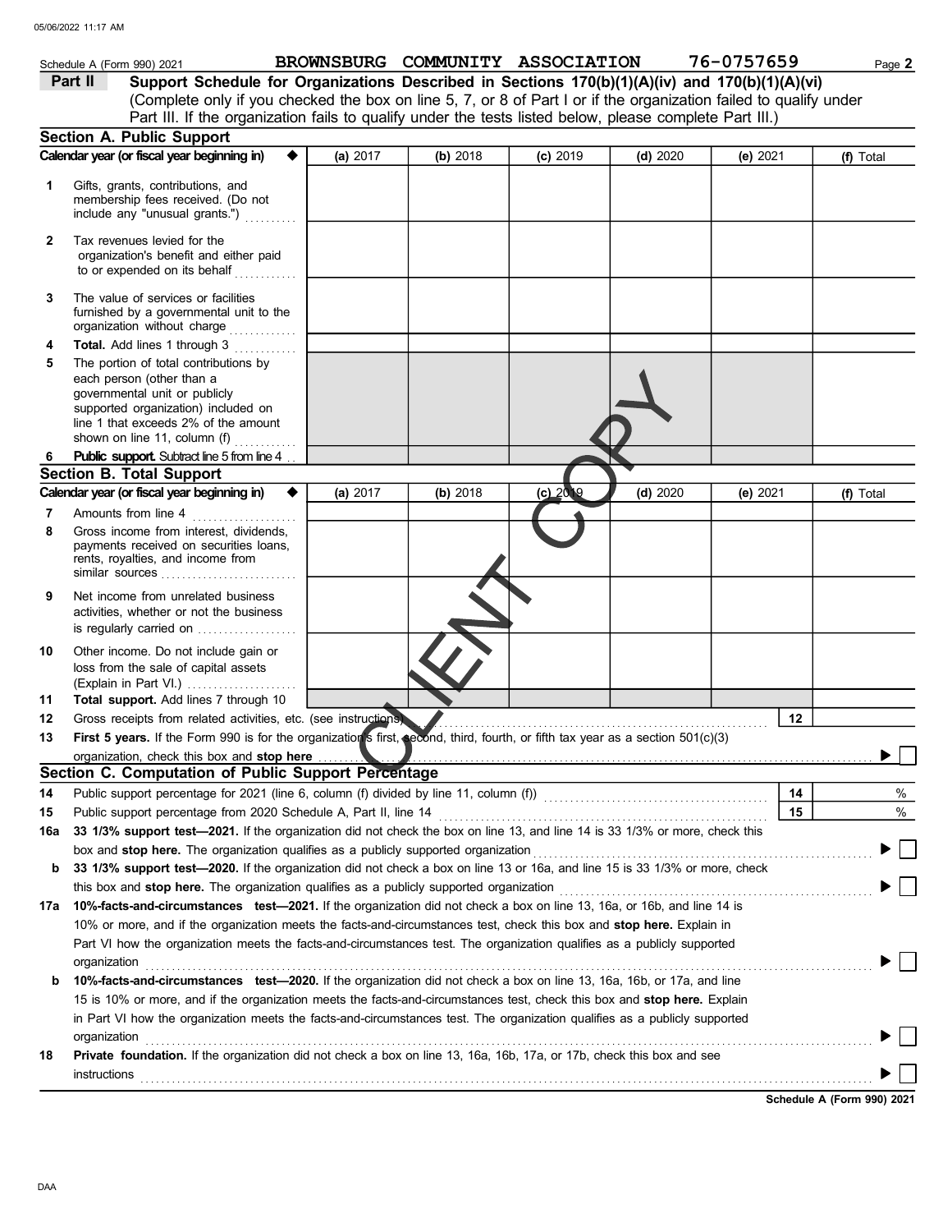Schedule A (Form 990) 2021 BROWNSBURG COMMUNITY ASSOCIATION 76-0757659

**Part II** **Support Schedule for Organizations Described in Sections 170(b)(1)(A)(iv) and 170(b)(1)(A)(vi)**
(Complete only if you checked the box on line 5, 7, or 8 of Part I or if the organization failed to qualify under Part III. If the organization fails to qualify under the tests listed below, please complete Part III.)

## Section A. Public Support

| Calendar year (or fiscal year beginning in) ◆ | (a) 2017 | (b) 2018 | (c) 2019 | (d) 2020 | (e) 2021 | (f) Total |
|---|---|---|---|---|---|---|
| **1** Gifts, grants, contributions, and membership fees received. (Do not include any "unusual grants.") | | | | | | |
| **2** Tax revenues levied for the organization's benefit and either paid to or expended on its behalf | | | | | | |
| **3** The value of services or facilities furnished by a governmental unit to the organization without charge | | | | | | |
| **4** **Total.** Add lines 1 through 3 | | | | | | |
| **5** The portion of total contributions by each person (other than a governmental unit or publicly supported organization) included on line 1 that exceeds 2% of the amount shown on line 11, column (f) | | | | | | |
| **6** **Public support.** Subtract line 5 from line 4 | | | | | | |

## Section B. Total Support

| Calendar year (or fiscal year beginning in) ◆ | (a) 2017 | (b) 2018 | (c) 2019 | (d) 2020 | (e) 2021 | (f) Total |
|---|---|---|---|---|---|---|
| **7** Amounts from line 4 | | | | | | |
| **8** Gross income from interest, dividends, payments received on securities loans, rents, royalties, and income from similar sources | | | | | | |
| **9** Net income from unrelated business activities, whether or not the business is regularly carried on | | | | | | |
| **10** Other income. Do not include gain or loss from the sale of capital assets (Explain in Part VI.) | | | | | | |
| **11** **Total support.** Add lines 7 through 10 | | | | | | |

**12** Gross receipts from related activities, etc. (see instructions) **12**

**13** **First 5 years.** If the Form 990 is for the organization's first, second, third, fourth, or fifth tax year as a section 501(c)(3) organization, check this box and **stop here** ▶ ☐

## Section C. Computation of Public Support Percentage

**14** Public support percentage for 2021 (line 6, column (f) divided by line 11, column (f)) **14** %

**15** Public support percentage from 2020 Schedule A, Part II, line 14 **15** %

**16a** **33 1/3% support test—2021.** If the organization did not check the box on line 13, and line 14 is 33 1/3% or more, check this box and **stop here.** The organization qualifies as a publicly supported organization ▶ ☐

**b** **33 1/3% support test—2020.** If the organization did not check a box on line 13 or 16a, and line 15 is 33 1/3% or more, check this box and **stop here.** The organization qualifies as a publicly supported organization ▶ ☐

**17a** **10%-facts-and-circumstances test—2021.** If the organization did not check a box on line 13, 16a, or 16b, and line 14 is 10% or more, and if the organization meets the facts-and-circumstances test, check this box and **stop here.** Explain in Part VI how the organization meets the facts-and-circumstances test. The organization qualifies as a publicly supported organization ▶ ☐

**b** **10%-facts-and-circumstances test—2020.** If the organization did not check a box on line 13, 16a, 16b, or 17a, and line 15 is 10% or more, and if the organization meets the facts-and-circumstances test, check this box and **stop here.** Explain in Part VI how the organization meets the facts-and-circumstances test. The organization qualifies as a publicly supported organization ▶ ☐

**18** **Private foundation.** If the organization did not check a box on line 13, 16a, 16b, 17a, or 17b, check this box and see instructions ▶ ☐

CLIENT COPY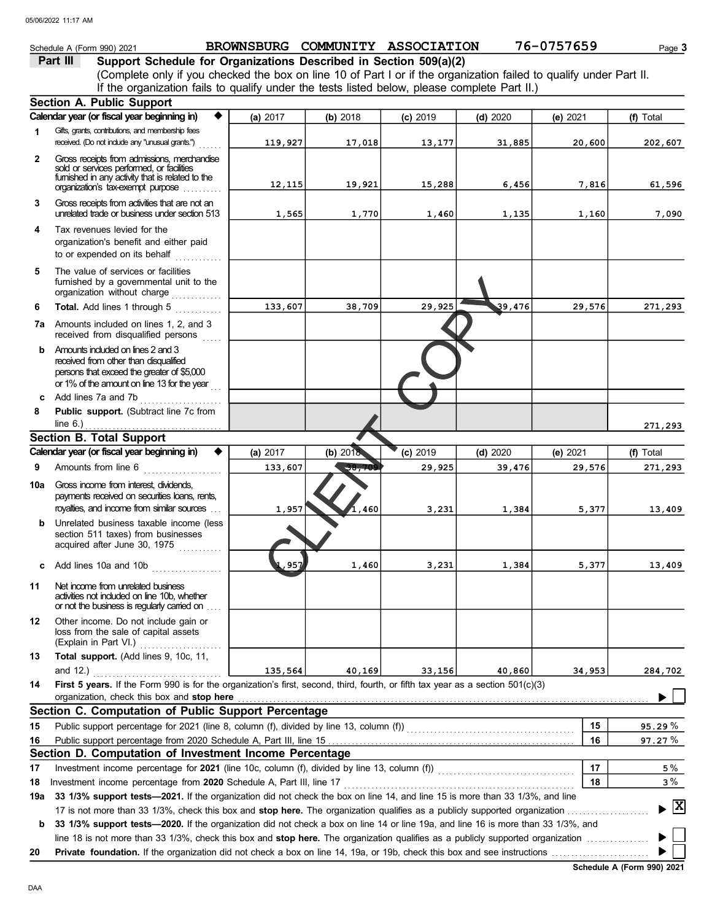Schedule A (Form 990) 2021 BROWNSBURG COMMUNITY ASSOCIATION 76-0757659

## Part III Support Schedule for Organizations Described in Section 509(a)(2)

(Complete only if you checked the box on line 10 of Part I or if the organization failed to qualify under Part II. If the organization fails to qualify under the tests listed below, please complete Part II.)

### Section A. Public Support

| | Calendar year (or fiscal year beginning in) | (a) 2017 | (b) 2018 | (c) 2019 | (d) 2020 | (e) 2021 | (f) Total |
|---|---|---|---|---|---|---|---|
| 1 | Gifts, grants, contributions, and membership fees received. (Do not include any "unusual grants.") | 119,927 | 17,018 | 13,177 | 31,885 | 20,600 | 202,607 |
| 2 | Gross receipts from admissions, merchandise sold or services performed, or facilities furnished in any activity that is related to the organization's tax-exempt purpose | 12,115 | 19,921 | 15,288 | 6,456 | 7,816 | 61,596 |
| 3 | Gross receipts from activities that are not an unrelated trade or business under section 513 | 1,565 | 1,770 | 1,460 | 1,135 | 1,160 | 7,090 |
| 4 | Tax revenues levied for the organization's benefit and either paid to or expended on its behalf | | | | | | |
| 5 | The value of services or facilities furnished by a governmental unit to the organization without charge | | | | | | |
| 6 | **Total.** Add lines 1 through 5 | 133,607 | 38,709 | 29,925 | 39,476 | 29,576 | 271,293 |
| 7a | Amounts included on lines 1, 2, and 3 received from disqualified persons | | | | | | |
| b | Amounts included on lines 2 and 3 received from other than disqualified persons that exceed the greater of $5,000 or 1% of the amount on line 13 for the year | | | | | | |
| c | Add lines 7a and 7b | | | | | | |
| 8 | **Public support.** (Subtract line 7c from line 6.) | | | | | | 271,293 |

### Section B. Total Support

| | Calendar year (or fiscal year beginning in) | (a) 2017 | (b) 2018 | (c) 2019 | (d) 2020 | (e) 2021 | (f) Total |
|---|---|---|---|---|---|---|---|
| 9 | Amounts from line 6 | 133,607 | 38,709 | 29,925 | 39,476 | 29,576 | 271,293 |
| 10a | Gross income from interest, dividends, payments received on securities loans, rents, royalties, and income from similar sources | 1,957 | 1,460 | 3,231 | 1,384 | 5,377 | 13,409 |
| b | Unrelated business taxable income (less section 511 taxes) from businesses acquired after June 30, 1975 | | | | | | |
| c | Add lines 10a and 10b | 1,957 | 1,460 | 3,231 | 1,384 | 5,377 | 13,409 |
| 11 | Net income from unrelated business activities not included on line 10b, whether or not the business is regularly carried on | | | | | | |
| 12 | Other income. Do not include gain or loss from the sale of capital assets (Explain in Part VI.) | | | | | | |
| 13 | **Total support.** (Add lines 9, 10c, 11, and 12.) | 135,564 | 40,169 | 33,156 | 40,860 | 34,953 | 284,702 |

14 **First 5 years.** If the Form 990 is for the organization's first, second, third, fourth, or fifth tax year as a section 501(c)(3) organization, check this box and **stop here** ☐

### Section C. Computation of Public Support Percentage

| | | | |
|---|---|---|---|
| 15 | Public support percentage for 2021 (line 8, column (f), divided by line 13, column (f)) | 15 | 95.29 % |
| 16 | Public support percentage from 2020 Schedule A, Part III, line 15 | 16 | 97.27 % |

### Section D. Computation of Investment Income Percentage

| | | | |
|---|---|---|---|
| 17 | Investment income percentage for **2021** (line 10c, column (f), divided by line 13, column (f)) | 17 | 5 % |
| 18 | Investment income percentage from **2020** Schedule A, Part III, line 17 | 18 | 3 % |

19a **33 1/3% support tests—2021.** If the organization did not check the box on line 14, and line 15 is more than 33 1/3%, and line 17 is not more than 33 1/3%, check this box and **stop here.** The organization qualifies as a publicly supported organization ☒

b **33 1/3% support tests—2020.** If the organization did not check a box on line 14 or line 19a, and line 16 is more than 33 1/3%, and line 18 is not more than 33 1/3%, check this box and **stop here.** The organization qualifies as a publicly supported organization ☐

20 **Private foundation.** If the organization did not check a box on line 14, 19a, or 19b, check this box and see instructions ☐

**Schedule A (Form 990) 2021**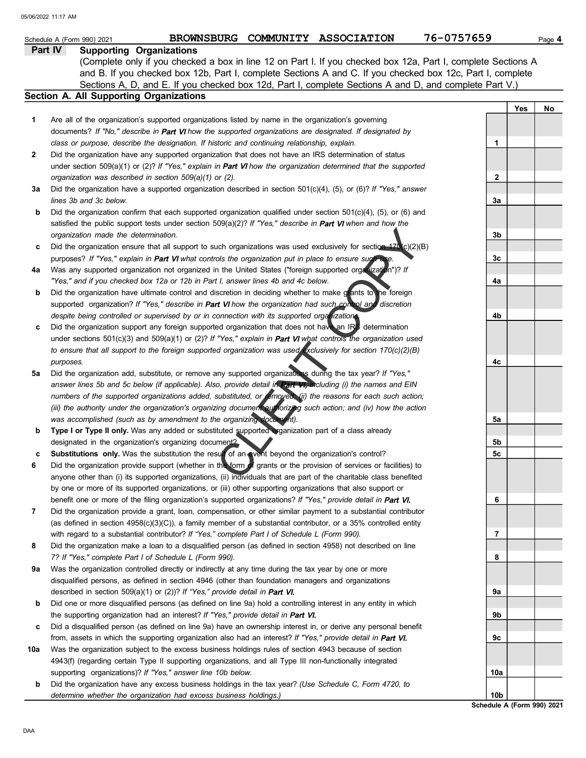Schedule A (Form 990) 2021 BROWNSBURG COMMUNITY ASSOCIATION 76-0757659

## Part IV Supporting Organizations

(Complete only if you checked a box in line 12 on Part I. If you checked box 12a, Part I, complete Sections A and B. If you checked box 12b, Part I, complete Sections A and C. If you checked box 12c, Part I, complete Sections A, D, and E. If you checked box 12d, Part I, complete Sections A and D, and complete Part V.)

### Section A. All Supporting Organizations

| | | Line | Yes | No |
|---|---|---|---|---|
| **1** | Are all of the organization's supported organizations listed by name in the organization's governing documents? *If "No," describe in **Part VI** how the supported organizations are designated. If designated by class or purpose, describe the designation. If historic and continuing relationship, explain.* | 1 | | |
| **2** | Did the organization have any supported organization that does not have an IRS determination of status under section 509(a)(1) or (2)? *If "Yes," explain in **Part VI** how the organization determined that the supported organization was described in section 509(a)(1) or (2).* | 2 | | |
| **3a** | Did the organization have a supported organization described in section 501(c)(4), (5), or (6)? *If "Yes," answer lines 3b and 3c below.* | 3a | | |
| **b** | Did the organization confirm that each supported organization qualified under section 501(c)(4), (5), or (6) and satisfied the public support tests under section 509(a)(2)? *If "Yes," describe in **Part VI** when and how the organization made the determination.* | 3b | | |
| **c** | Did the organization ensure that all support to such organizations was used exclusively for section 170(c)(2)(B) purposes? *If "Yes," explain in **Part VI** what controls the organization put in place to ensure such use.* | 3c | | |
| **4a** | Was any supported organization not organized in the United States ("foreign supported organization")? *If "Yes," and if you checked box 12a or 12b in Part I, answer lines 4b and 4c below.* | 4a | | |
| **b** | Did the organization have ultimate control and discretion in deciding whether to make grants to the foreign supported organization? *If "Yes," describe in **Part VI** how the organization had such control and discretion despite being controlled or supervised by or in connection with its supported organizations.* | 4b | | |
| **c** | Did the organization support any foreign supported organization that does not have an IRS determination under sections 501(c)(3) and 509(a)(1) or (2)? *If "Yes," explain in **Part VI** what controls the organization used to ensure that all support to the foreign supported organization was used exclusively for section 170(c)(2)(B) purposes.* | 4c | | |
| **5a** | Did the organization add, substitute, or remove any supported organizations during the tax year? *If "Yes," answer lines 5b and 5c below (if applicable). Also, provide detail in **Part VI**, including (i) the names and EIN numbers of the supported organizations added, substituted, or removed; (ii) the reasons for each such action; (iii) the authority under the organization's organizing document authorizing such action; and (iv) how the action was accomplished (such as by amendment to the organizing document).* | 5a | | |
| **b** | **Type I or Type II only.** Was any added or substituted supported organization part of a class already designated in the organization's organizing document? | 5b | | |
| **c** | **Substitutions only.** Was the substitution the result of an event beyond the organization's control? | 5c | | |
| **6** | Did the organization provide support (whether in the form of grants or the provision of services or facilities) to anyone other than (i) its supported organizations, (ii) individuals that are part of the charitable class benefited by one or more of its supported organizations, or (iii) other supporting organizations that also support or benefit one or more of the filing organization's supported organizations? *If "Yes," provide detail in **Part VI.*** | 6 | | |
| **7** | Did the organization provide a grant, loan, compensation, or other similar payment to a substantial contributor (as defined in section 4958(c)(3)(C)), a family member of a substantial contributor, or a 35% controlled entity with regard to a substantial contributor? *If "Yes," complete Part I of Schedule L (Form 990).* | 7 | | |
| **8** | Did the organization make a loan to a disqualified person (as defined in section 4958) not described on line 7? *If "Yes," complete Part I of Schedule L (Form 990).* | 8 | | |
| **9a** | Was the organization controlled directly or indirectly at any time during the tax year by one or more disqualified persons, as defined in section 4946 (other than foundation managers and organizations described in section 509(a)(1) or (2))? *If "Yes," provide detail in **Part VI.*** | 9a | | |
| **b** | Did one or more disqualified persons (as defined on line 9a) hold a controlling interest in any entity in which the supporting organization had an interest? *If "Yes," provide detail in **Part VI.*** | 9b | | |
| **c** | Did a disqualified person (as defined on line 9a) have an ownership interest in, or derive any personal benefit from, assets in which the supporting organization also had an interest? *If "Yes," provide detail in **Part VI.*** | 9c | | |
| **10a** | Was the organization subject to the excess business holdings rules of section 4943 because of section 4943(f) (regarding certain Type II supporting organizations, and all Type III non-functionally integrated supporting organizations)? *If "Yes," answer line 10b below.* | 10a | | |
| **b** | Did the organization have any excess business holdings in the tax year? *(Use Schedule C, Form 4720, to determine whether the organization had excess business holdings.)* | 10b | | |

Schedule A (Form 990) 2021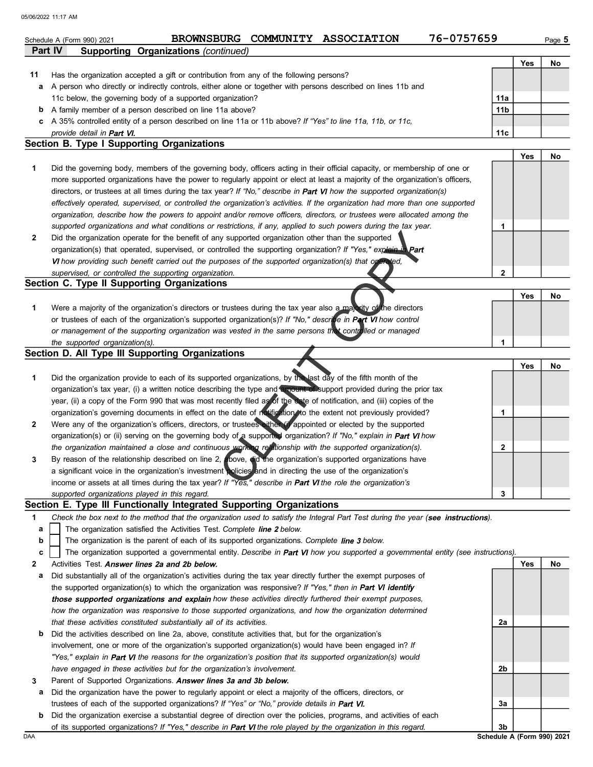Schedule A (Form 990) 2021 BROWNSBURG COMMUNITY ASSOCIATION 76-0757659

**Part IV Supporting Organizations** *(continued)*

| | | | Yes | No |
|---|---|---|---|---|
| **11** | Has the organization accepted a gift or contribution from any of the following persons? | | | |
| **a** | A person who directly or indirectly controls, either alone or together with persons described on lines 11b and 11c below, the governing body of a supported organization? | **11a** | | |
| **b** | A family member of a person described on line 11a above? | **11b** | | |
| **c** | A 35% controlled entity of a person described on line 11a or 11b above? *If "Yes" to line 11a, 11b, or 11c, provide detail in **Part VI**.* | **11c** | | |

**Section B. Type I Supporting Organizations**

| | | | Yes | No |
|---|---|---|---|---|
| **1** | Did the governing body, members of the governing body, officers acting in their official capacity, or membership of one or more supported organizations have the power to regularly appoint or elect at least a majority of the organization's officers, directors, or trustees at all times during the tax year? *If "No," describe in **Part VI** how the supported organization(s) effectively operated, supervised, or controlled the organization's activities. If the organization had more than one supported organization, describe how the powers to appoint and/or remove officers, directors, or trustees were allocated among the supported organizations and what conditions or restrictions, if any, applied to such powers during the tax year.* | **1** | | |
| **2** | Did the organization operate for the benefit of any supported organization other than the supported organization(s) that operated, supervised, or controlled the supporting organization? *If "Yes," explain in **Part VI** how providing such benefit carried out the purposes of the supported organization(s) that operated, supervised, or controlled the supporting organization.* | **2** | | |

**Section C. Type II Supporting Organizations**

| | | | Yes | No |
|---|---|---|---|---|
| **1** | Were a majority of the organization's directors or trustees during the tax year also a majority of the directors or trustees of each of the organization's supported organization(s)? *If "No," describe in **Part VI** how control or management of the supporting organization was vested in the same persons that controlled or managed the supported organization(s).* | **1** | | |

**Section D. All Type III Supporting Organizations**

| | | | Yes | No |
|---|---|---|---|---|
| **1** | Did the organization provide to each of its supported organizations, by the last day of the fifth month of the organization's tax year, (i) a written notice describing the type and amount of support provided during the prior tax year, (ii) a copy of the Form 990 that was most recently filed as of the date of notification, and (iii) copies of the organization's governing documents in effect on the date of notification, to the extent not previously provided? | **1** | | |
| **2** | Were any of the organization's officers, directors, or trustees either (i) appointed or elected by the supported organization(s) or (ii) serving on the governing body of a supported organization? *If "No," explain in **Part VI** how the organization maintained a close and continuous working relationship with the supported organization(s).* | **2** | | |
| **3** | By reason of the relationship described on line 2, above, did the organization's supported organizations have a significant voice in the organization's investment policies and in directing the use of the organization's income or assets at all times during the tax year? *If "Yes," describe in **Part VI** the role the organization's supported organizations played in this regard.* | **3** | | |

**Section E. Type III Functionally Integrated Supporting Organizations**

**1** *Check the box next to the method that the organization used to satisfy the Integral Part Test during the year (**see instructions**).*

- **a** ☐ The organization satisfied the Activities Test. *Complete **line 2** below.*
- **b** ☐ The organization is the parent of each of its supported organizations. *Complete **line 3** below.*
- **c** ☐ The organization supported a governmental entity. *Describe in **Part VI** how you supported a governmental entity (see instructions).*

| | | | Yes | No |
|---|---|---|---|---|
| **2** | Activities Test. ***Answer lines 2a and 2b below.*** | | | |
| **a** | Did substantially all of the organization's activities during the tax year directly further the exempt purposes of the supported organization(s) to which the organization was responsive? *If "Yes," then in **Part VI identify those supported organizations and explain** how these activities directly furthered their exempt purposes, how the organization was responsive to those supported organizations, and how the organization determined that these activities constituted substantially all of its activities.* | **2a** | | |
| **b** | Did the activities described on line 2a, above, constitute activities that, but for the organization's involvement, one or more of the organization's supported organization(s) would have been engaged in? *If "Yes," explain in **Part VI** the reasons for the organization's position that its supported organization(s) would have engaged in these activities but for the organization's involvement.* | **2b** | | |
| **3** | Parent of Supported Organizations. ***Answer lines 3a and 3b below.*** | | | |
| **a** | Did the organization have the power to regularly appoint or elect a majority of the officers, directors, or trustees of each of the supported organizations? *If "Yes" or "No," provide details in **Part VI**.* | **3a** | | |
| **b** | Did the organization exercise a substantial degree of direction over the policies, programs, and activities of each of its supported organizations? *If "Yes," describe in **Part VI** the role played by the organization in this regard.* | **3b** | | |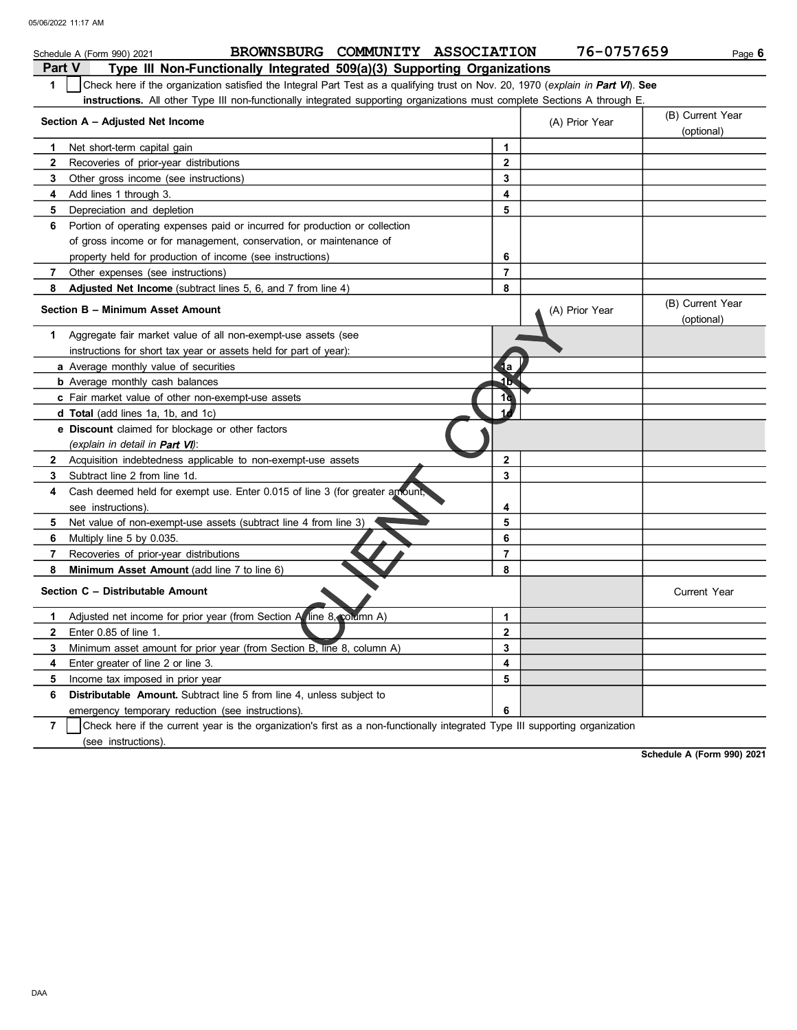Schedule A (Form 990) 2021 BROWNSBURG COMMUNITY ASSOCIATION 76-0757659

## Part V Type III Non-Functionally Integrated 509(a)(3) Supporting Organizations

**1** ☐ Check here if the organization satisfied the Integral Part Test as a qualifying trust on Nov. 20, 1970 (*explain in **Part VI***). **See instructions.** All other Type III non-functionally integrated supporting organizations must complete Sections A through E.

| Section A – Adjusted Net Income | | (A) Prior Year | (B) Current Year (optional) |
|---|---|---|---|
| **1** Net short-term capital gain | 1 | | |
| **2** Recoveries of prior-year distributions | 2 | | |
| **3** Other gross income (see instructions) | 3 | | |
| **4** Add lines 1 through 3. | 4 | | |
| **5** Depreciation and depletion | 5 | | |
| **6** Portion of operating expenses paid or incurred for production or collection of gross income or for management, conservation, or maintenance of property held for production of income (see instructions) | 6 | | |
| **7** Other expenses (see instructions) | 7 | | |
| **8** **Adjusted Net Income** (subtract lines 5, 6, and 7 from line 4) | 8 | | |

| Section B – Minimum Asset Amount | | (A) Prior Year | (B) Current Year (optional) |
|---|---|---|---|
| **1** Aggregate fair market value of all non-exempt-use assets (see instructions for short tax year or assets held for part of year): | | | |
| **a** Average monthly value of securities | 1a | | |
| **b** Average monthly cash balances | 1b | | |
| **c** Fair market value of other non-exempt-use assets | 1c | | |
| **d** **Total** (add lines 1a, 1b, and 1c) | 1d | | |
| **e** **Discount** claimed for blockage or other factors (*explain in detail in **Part VI***): | | | |
| **2** Acquisition indebtedness applicable to non-exempt-use assets | 2 | | |
| **3** Subtract line 2 from line 1d. | 3 | | |
| **4** Cash deemed held for exempt use. Enter 0.015 of line 3 (for greater amount, see instructions). | 4 | | |
| **5** Net value of non-exempt-use assets (subtract line 4 from line 3) | 5 | | |
| **6** Multiply line 5 by 0.035. | 6 | | |
| **7** Recoveries of prior-year distributions | 7 | | |
| **8** **Minimum Asset Amount** (add line 7 to line 6) | 8 | | |

| Section C – Distributable Amount | | | Current Year |
|---|---|---|---|
| **1** Adjusted net income for prior year (from Section A, line 8, column A) | 1 | | |
| **2** Enter 0.85 of line 1. | 2 | | |
| **3** Minimum asset amount for prior year (from Section B, line 8, column A) | 3 | | |
| **4** Enter greater of line 2 or line 3. | 4 | | |
| **5** Income tax imposed in prior year | 5 | | |
| **6** **Distributable Amount.** Subtract line 5 from line 4, unless subject to emergency temporary reduction (see instructions). | 6 | | |

**7** ☐ Check here if the current year is the organization's first as a non-functionally integrated Type III supporting organization (see instructions).

**Schedule A (Form 990) 2021**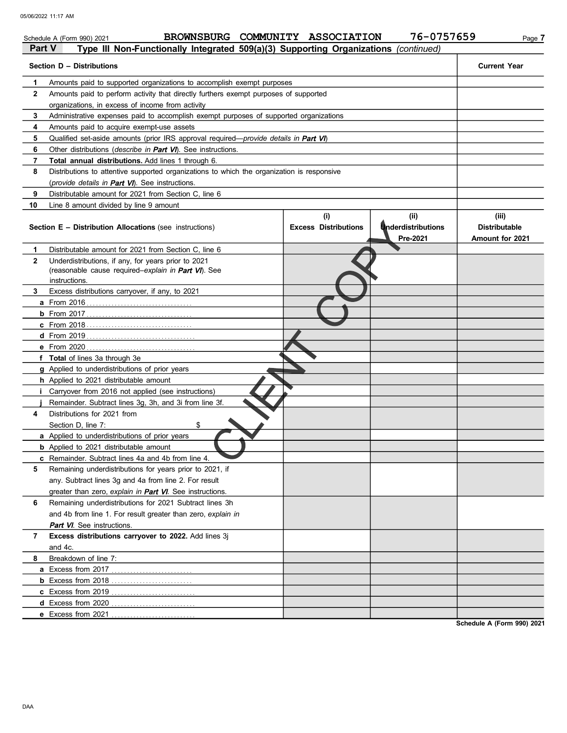Schedule A (Form 990) 2021 BROWNSBURG COMMUNITY ASSOCIATION 76-0757659

## Part V Type III Non-Functionally Integrated 509(a)(3) Supporting Organizations *(continued)*

| Section D – Distributions | | Current Year |
|---|---|---|
| 1 | Amounts paid to supported organizations to accomplish exempt purposes | |
| 2 | Amounts paid to perform activity that directly furthers exempt purposes of supported organizations, in excess of income from activity | |
| 3 | Administrative expenses paid to accomplish exempt purposes of supported organizations | |
| 4 | Amounts paid to acquire exempt-use assets | |
| 5 | Qualified set-aside amounts (prior IRS approval required—*provide details in **Part VI***) | |
| 6 | Other distributions (*describe in **Part VI***). See instructions. | |
| 7 | **Total annual distributions.** Add lines 1 through 6. | |
| 8 | Distributions to attentive supported organizations to which the organization is responsive (*provide details in **Part VI***). See instructions. | |
| 9 | Distributable amount for 2021 from Section C, line 6 | |
| 10 | Line 8 amount divided by line 9 amount | |

| Section E – Distribution Allocations (see instructions) | (i) Excess Distributions | (ii) Underdistributions Pre-2021 | (iii) Distributable Amount for 2021 |
|---|---|---|---|
| 1 Distributable amount for 2021 from Section C, line 6 | | | |
| 2 Underdistributions, if any, for years prior to 2021 (reasonable cause required–*explain in **Part VI***). See instructions. | | | |
| 3 Excess distributions carryover, if any, to 2021 | | | |
| a From 2016 | | | |
| b From 2017 | | | |
| c From 2018 | | | |
| d From 2019 | | | |
| e From 2020 | | | |
| f **Total** of lines 3a through 3e | | | |
| g Applied to underdistributions of prior years | | | |
| h Applied to 2021 distributable amount | | | |
| i Carryover from 2016 not applied (see instructions) | | | |
| j Remainder. Subtract lines 3g, 3h, and 3i from line 3f. | | | |
| 4 Distributions for 2021 from Section D, line 7: $ | | | |
| a Applied to underdistributions of prior years | | | |
| b Applied to 2021 distributable amount | | | |
| c Remainder. Subtract lines 4a and 4b from line 4. | | | |
| 5 Remaining underdistributions for years prior to 2021, if any. Subtract lines 3g and 4a from line 2. For result greater than zero, *explain in **Part VI***. See instructions. | | | |
| 6 Remaining underdistributions for 2021 Subtract lines 3h and 4b from line 1. For result greater than zero, *explain in **Part VI***. See instructions. | | | |
| 7 **Excess distributions carryover to 2022.** Add lines 3j and 4c. | | | |
| 8 Breakdown of line 7: | | | |
| a Excess from 2017 | | | |
| b Excess from 2018 | | | |
| c Excess from 2019 | | | |
| d Excess from 2020 | | | |
| e Excess from 2021 | | | |

CLIENT COPY

Schedule A (Form 990) 2021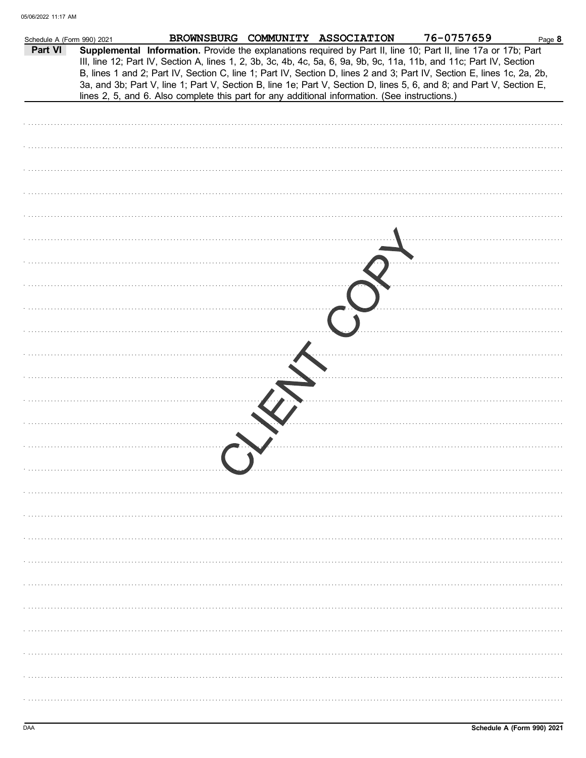Schedule A (Form 990) 2021 BROWNSBURG COMMUNITY ASSOCIATION 76-0757659

**Part VI** **Supplemental Information.** Provide the explanations required by Part II, line 10; Part II, line 17a or 17b; Part III, line 12; Part IV, Section A, lines 1, 2, 3b, 3c, 4b, 4c, 5a, 6, 9a, 9b, 9c, 11a, 11b, and 11c; Part IV, Section B, lines 1 and 2; Part IV, Section C, line 1; Part IV, Section D, lines 2 and 3; Part IV, Section E, lines 1c, 2a, 2b, 3a, and 3b; Part V, line 1; Part V, Section B, line 1e; Part V, Section D, lines 5, 6, and 8; and Part V, Section E, lines 2, 5, and 6. Also complete this part for any additional information. (See instructions.)

CLIENT COPY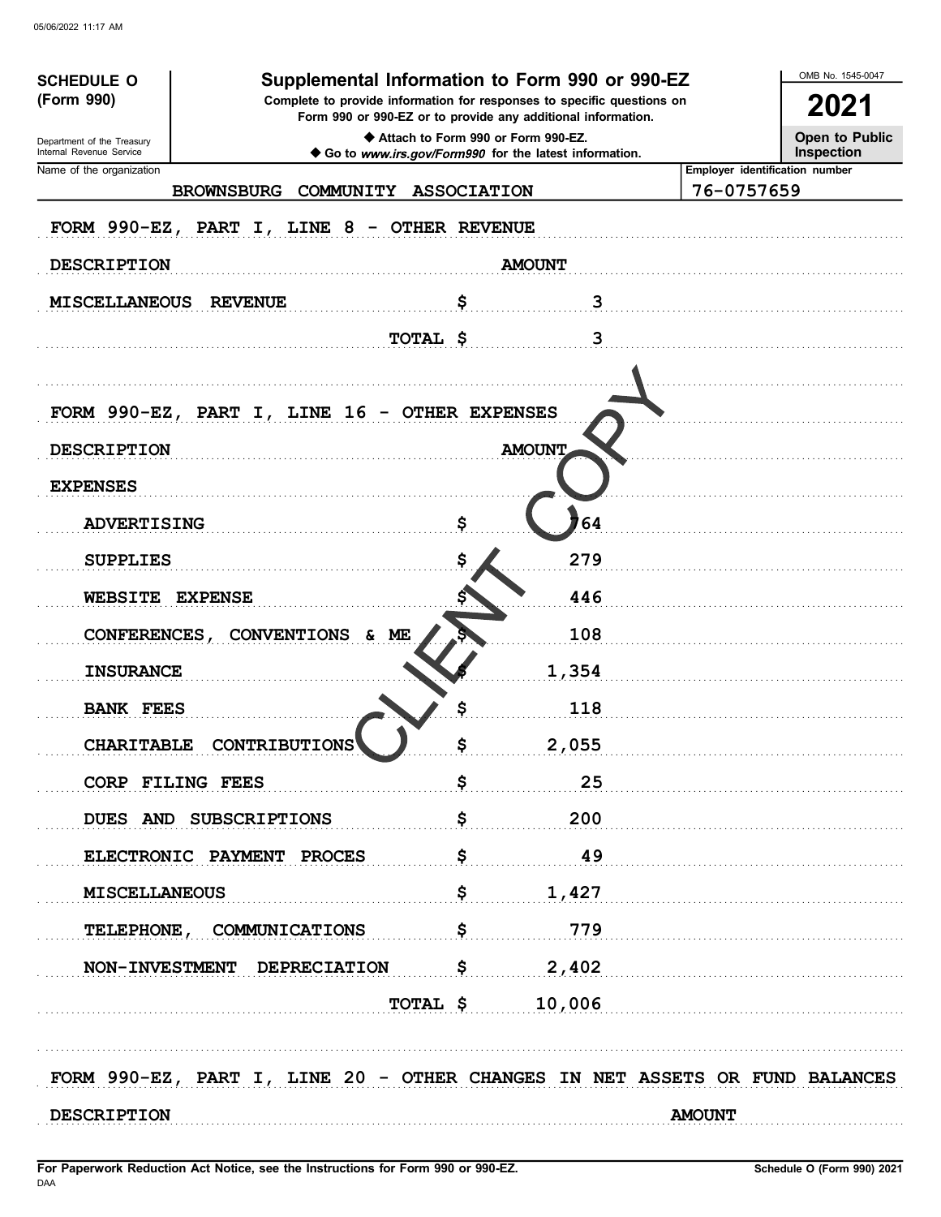05/06/2022 11:17 AM

**SCHEDULE O (Form 990)**

Department of the Treasury
Internal Revenue Service

# Supplemental Information to Form 990 or 990-EZ

**Complete to provide information for responses to specific questions on Form 990 or 990-EZ or to provide any additional information.**

◆ Attach to Form 990 or Form 990-EZ.
◆ Go to *www.irs.gov/Form990* for the latest information.

OMB No. 1545-0047

**2021**

**Open to Public Inspection**

Name of the organization: BROWNSBURG COMMUNITY ASSOCIATION

Employer identification number: 76-0757659

FORM 990-EZ, PART I, LINE 8 - OTHER REVENUE

| DESCRIPTION | AMOUNT |
|---|---|
| MISCELLANEOUS REVENUE | $ 3 |
| TOTAL | $ 3 |

FORM 990-EZ, PART I, LINE 16 - OTHER EXPENSES

| DESCRIPTION | AMOUNT |
|---|---|
| EXPENSES | |
| ADVERTISING | $ 764 |
| SUPPLIES | $ 279 |
| WEBSITE EXPENSE | $ 446 |
| CONFERENCES, CONVENTIONS & ME | $ 108 |
| INSURANCE | $ 1,354 |
| BANK FEES | $ 118 |
| CHARITABLE CONTRIBUTIONS | $ 2,055 |
| CORP FILING FEES | $ 25 |
| DUES AND SUBSCRIPTIONS | $ 200 |
| ELECTRONIC PAYMENT PROCES | $ 49 |
| MISCELLANEOUS | $ 1,427 |
| TELEPHONE, COMMUNICATIONS | $ 779 |
| NON-INVESTMENT DEPRECIATION | $ 2,402 |
| TOTAL | $ 10,006 |

FORM 990-EZ, PART I, LINE 20 - OTHER CHANGES IN NET ASSETS OR FUND BALANCES

| DESCRIPTION | AMOUNT |
|---|---|

For Paperwork Reduction Act Notice, see the Instructions for Form 990 or 990-EZ.
DAA

Schedule O (Form 990) 2021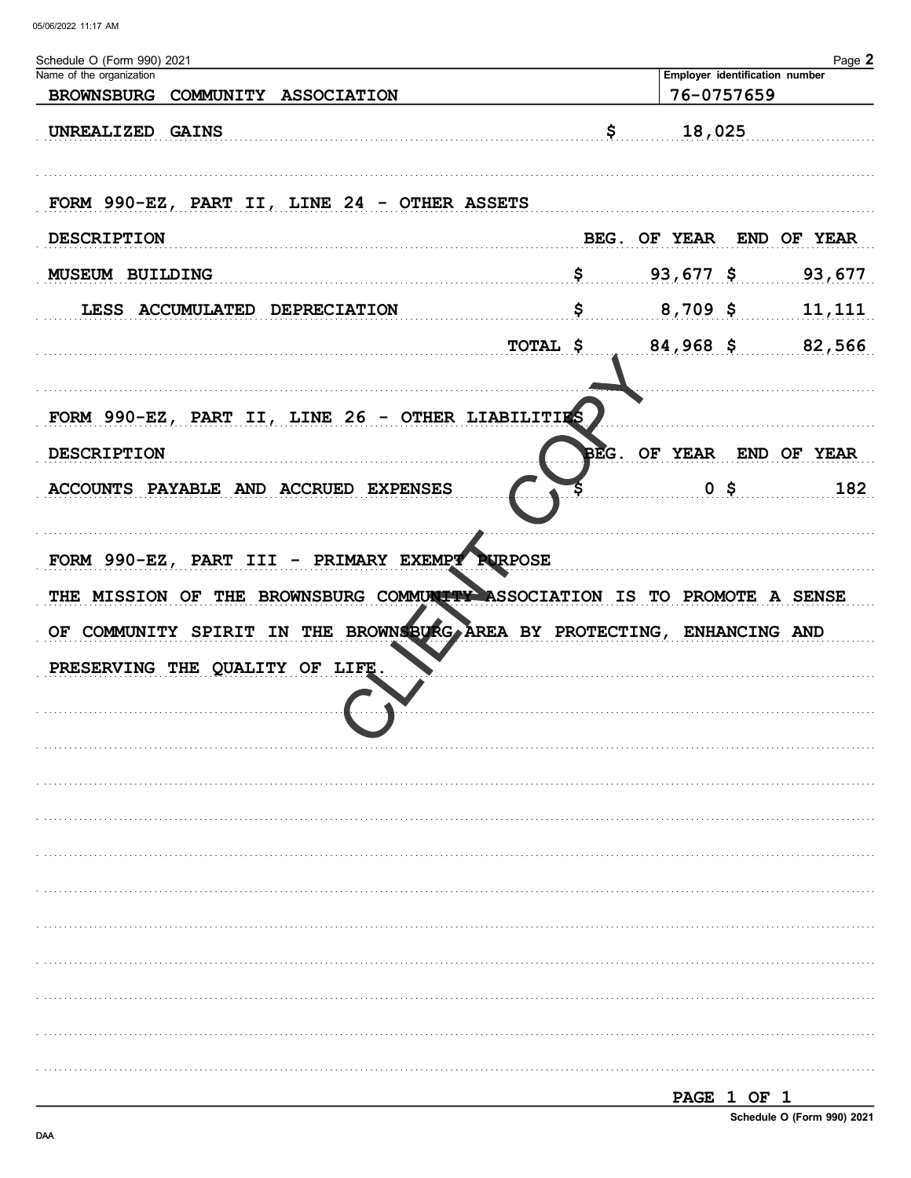Schedule O (Form 990) 2021

Name of the organization: BROWNSBURG COMMUNITY ASSOCIATION

Employer identification number: 76-0757659

UNREALIZED GAINS $ 18,025

FORM 990-EZ, PART II, LINE 24 - OTHER ASSETS

| DESCRIPTION | BEG. OF YEAR | END OF YEAR |
|---|---|---|
| MUSEUM BUILDING | $ 93,677 | $ 93,677 |
| LESS ACCUMULATED DEPRECIATION | $ 8,709 | $ 11,111 |
| TOTAL | $ 84,968 | $ 82,566 |

FORM 990-EZ, PART II, LINE 26 - OTHER LIABILITIES

| DESCRIPTION | BEG. OF YEAR | END OF YEAR |
|---|---|---|
| ACCOUNTS PAYABLE AND ACCRUED EXPENSES | $ 0 | $ 182 |

FORM 990-EZ, PART III - PRIMARY EXEMPT PURPOSE

THE MISSION OF THE BROWNSBURG COMMUNITY ASSOCIATION IS TO PROMOTE A SENSE OF COMMUNITY SPIRIT IN THE BROWNSBURG AREA BY PROTECTING, ENHANCING AND PRESERVING THE QUALITY OF LIFE.

CLIENT COPY

Schedule O (Form 990) 2021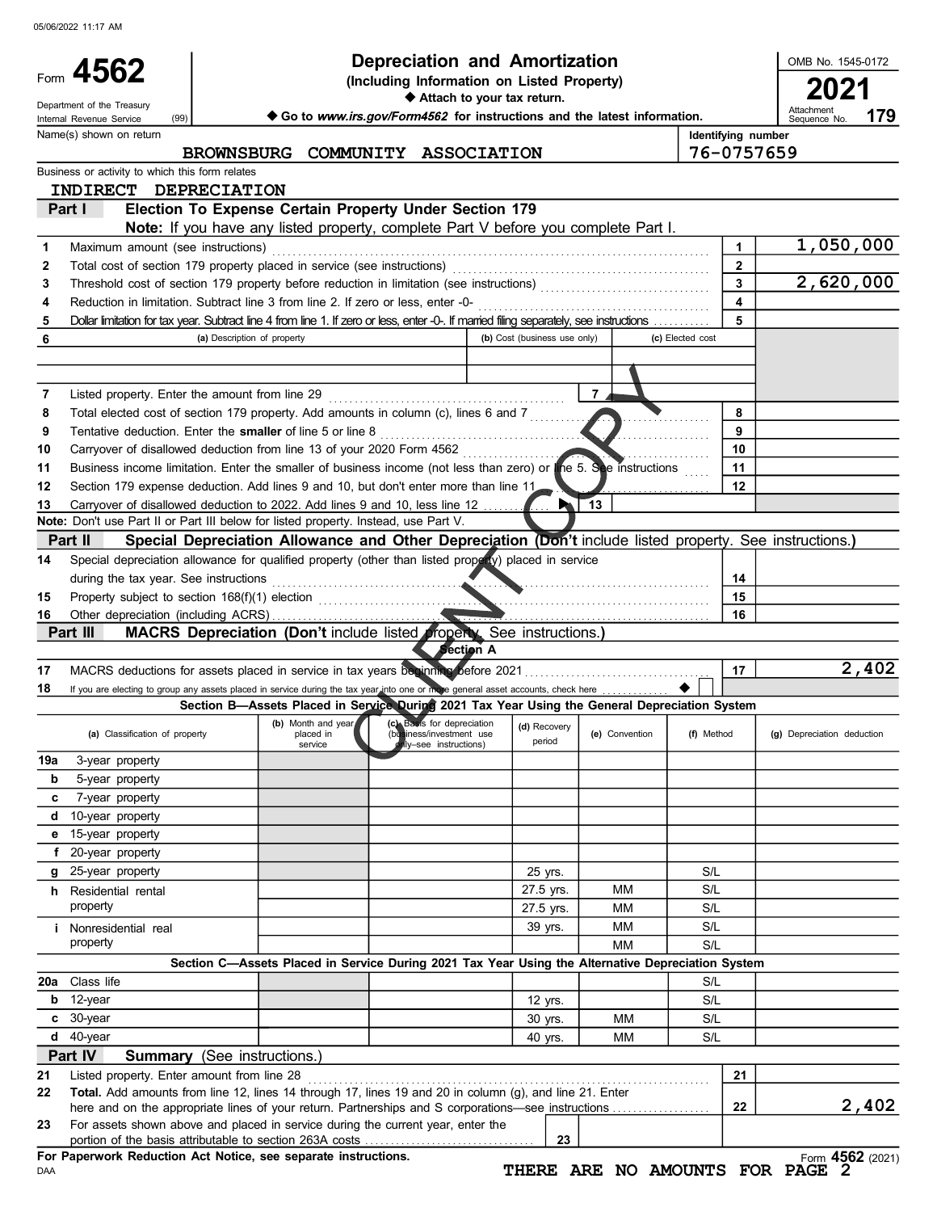05/06/2022 11:17 AM

# Form 4562 — Depreciation and Amortization

**(Including Information on Listed Property)**

◆ Attach to your tax return.

◆ Go to *www.irs.gov/Form4562* for instructions and the latest information.

Department of the Treasury, Internal Revenue Service (99)

OMB No. 1545-0172 — **2021** — Attachment Sequence No. **179**

Name(s) shown on return: BROWNSBURG COMMUNITY ASSOCIATION

Identifying number: 76-0757659

Business or activity to which this form relates: INDIRECT DEPRECIATION

## Part I — Election To Expense Certain Property Under Section 179

**Note:** If you have any listed property, complete Part V before you complete Part I.

| Line | Description | No. | Amount |
|---|---|---|---|
| 1 | Maximum amount (see instructions) | 1 | 1,050,000 |
| 2 | Total cost of section 179 property placed in service (see instructions) | 2 | |
| 3 | Threshold cost of section 179 property before reduction in limitation (see instructions) | 3 | 2,620,000 |
| 4 | Reduction in limitation. Subtract line 3 from line 2. If zero or less, enter -0- | 4 | |
| 5 | Dollar limitation for tax year. Subtract line 4 from line 1. If zero or less, enter -0-. If married filing separately, see instructions | 5 | |

| 6 | (a) Description of property | (b) Cost (business use only) | (c) Elected cost |
|---|---|---|---|
| | | | |
| | | | |

| Line | Description | No. | Amount |
|---|---|---|---|
| 7 | Listed property. Enter the amount from line 29 | 7 | |
| 8 | Total elected cost of section 179 property. Add amounts in column (c), lines 6 and 7 | 8 | |
| 9 | Tentative deduction. Enter the **smaller** of line 5 or line 8 | 9 | |
| 10 | Carryover of disallowed deduction from line 13 of your 2020 Form 4562 | 10 | |
| 11 | Business income limitation. Enter the smaller of business income (not less than zero) or line 5. See instructions | 11 | |
| 12 | Section 179 expense deduction. Add lines 9 and 10, but don't enter more than line 11 | 12 | |
| 13 | Carryover of disallowed deduction to 2022. Add lines 9 and 10, less line 12 ▶ | 13 | |

**Note:** Don't use Part II or Part III below for listed property. Instead, use Part V.

## Part II — Special Depreciation Allowance and Other Depreciation (Don't include listed property. See instructions.)

| Line | Description | No. | Amount |
|---|---|---|---|
| 14 | Special depreciation allowance for qualified property (other than listed property) placed in service during the tax year. See instructions | 14 | |
| 15 | Property subject to section 168(f)(1) election | 15 | |
| 16 | Other depreciation (including ACRS) | 16 | |

## Part III — MACRS Depreciation (Don't include listed property. See instructions.)

### Section A

| Line | Description | No. | Amount |
|---|---|---|---|
| 17 | MACRS deductions for assets placed in service in tax years beginning before 2021 | 17 | 2,402 |
| 18 | If you are electing to group any assets placed in service during the tax year into one or more general asset accounts, check here ◆ ☐ | | |

### Section B—Assets Placed in Service During 2021 Tax Year Using the General Depreciation System

| (a) Classification of property | (b) Month and year placed in service | (c) Basis for depreciation (business/investment use only–see instructions) | (d) Recovery period | (e) Convention | (f) Method | (g) Depreciation deduction |
|---|---|---|---|---|---|---|
| 19a 3-year property | | | | | | |
| b 5-year property | | | | | | |
| c 7-year property | | | | | | |
| d 10-year property | | | | | | |
| e 15-year property | | | | | | |
| f 20-year property | | | | | | |
| g 25-year property | | | 25 yrs. | | S/L | |
| h Residential rental property | | | 27.5 yrs. | MM | S/L | |
| | | | 27.5 yrs. | MM | S/L | |
| i Nonresidential real property | | | 39 yrs. | MM | S/L | |
| | | | | MM | S/L | |

### Section C—Assets Placed in Service During 2021 Tax Year Using the Alternative Depreciation System

| (a) Classification of property | (b) Month and year placed in service | (c) Basis for depreciation | (d) Recovery period | (e) Convention | (f) Method | (g) Depreciation deduction |
|---|---|---|---|---|---|---|
| 20a Class life | | | | | S/L | |
| b 12-year | | | 12 yrs. | | S/L | |
| c 30-year | | | 30 yrs. | MM | S/L | |
| d 40-year | | | 40 yrs. | MM | S/L | |

## Part IV — Summary (See instructions.)

| Line | Description | No. | Amount |
|---|---|---|---|
| 21 | Listed property. Enter amount from line 28 | 21 | |
| 22 | **Total.** Add amounts from line 12, lines 14 through 17, lines 19 and 20 in column (g), and line 21. Enter here and on the appropriate lines of your return. Partnerships and S corporations—see instructions | 22 | 2,402 |
| 23 | For assets shown above and placed in service during the current year, enter the portion of the basis attributable to section 263A costs | 23 | |

**For Paperwork Reduction Act Notice, see separate instructions.**

DAA

Form **4562** (2021)

THERE ARE NO AMOUNTS FOR PAGE 2

CLIENT COPY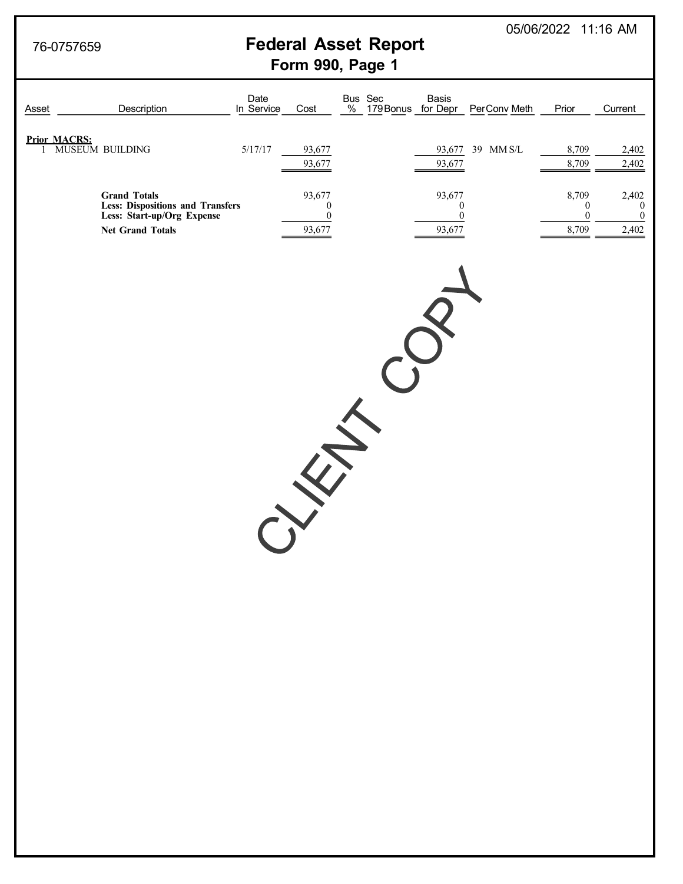76-0757659

# Federal Asset Report

## Form 990, Page 1

05/06/2022 11:16 AM

| Asset | Description | Date In Service | Cost | Bus % | Sec 179 Bonus | Basis for Depr | Per | Conv | Meth | Prior | Current |
|---|---|---|---|---|---|---|---|---|---|---|---|
| **Prior MACRS:** | | | | | | | | | | | |
| 1 | MUSEUM BUILDING | 5/17/17 | 93,677 | | | 93,677 | 39 | MM | S/L | 8,709 | 2,402 |
| | | | 93,677 | | | 93,677 | | | | 8,709 | 2,402 |
| | **Grand Totals** | | 93,677 | | | 93,677 | | | | 8,709 | 2,402 |
| | **Less: Dispositions and Transfers** | | 0 | | | 0 | | | | 0 | 0 |
| | **Less: Start-up/Org Expense** | | 0 | | | 0 | | | | 0 | 0 |
| | **Net Grand Totals** | | 93,677 | | | 93,677 | | | | 8,709 | 2,402 |

CLIENT COPY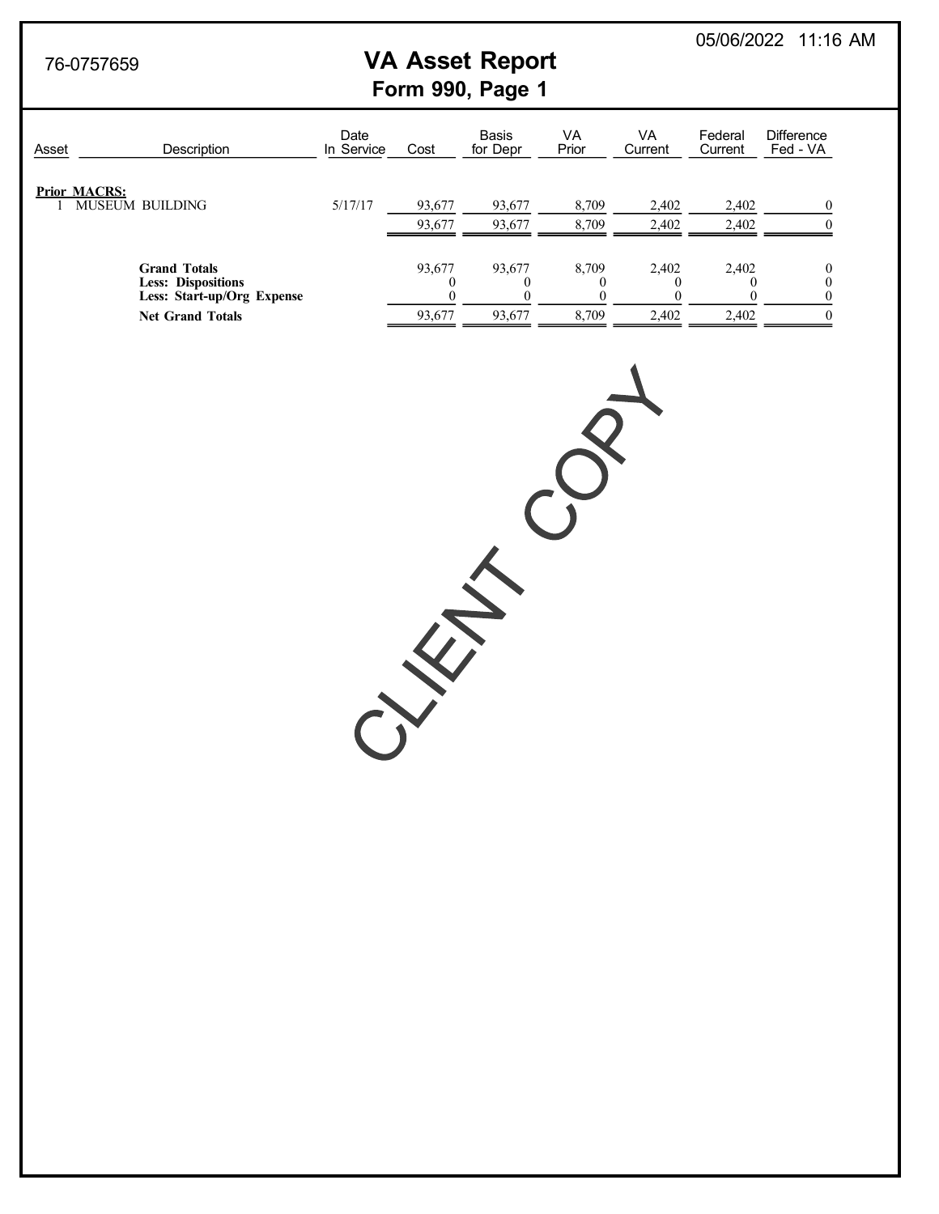76-0757659

05/06/2022 11:16 AM

# VA Asset Report
## Form 990, Page 1

| Asset | Description | Date In Service | Cost | Basis for Depr | VA Prior | VA Current | Federal Current | Difference Fed - VA |
|---|---|---|---|---|---|---|---|---|
| **Prior MACRS:** | | | | | | | | |
| 1 | MUSEUM BUILDING | 5/17/17 | 93,677 | 93,677 | 8,709 | 2,402 | 2,402 | 0 |
| | | | 93,677 | 93,677 | 8,709 | 2,402 | 2,402 | 0 |
| | **Grand Totals** | | 93,677 | 93,677 | 8,709 | 2,402 | 2,402 | 0 |
| | **Less: Dispositions** | | 0 | 0 | 0 | 0 | 0 | 0 |
| | **Less: Start-up/Org Expense** | | 0 | 0 | 0 | 0 | 0 | 0 |
| | **Net Grand Totals** | | 93,677 | 93,677 | 8,709 | 2,402 | 2,402 | 0 |

CLIENT COPY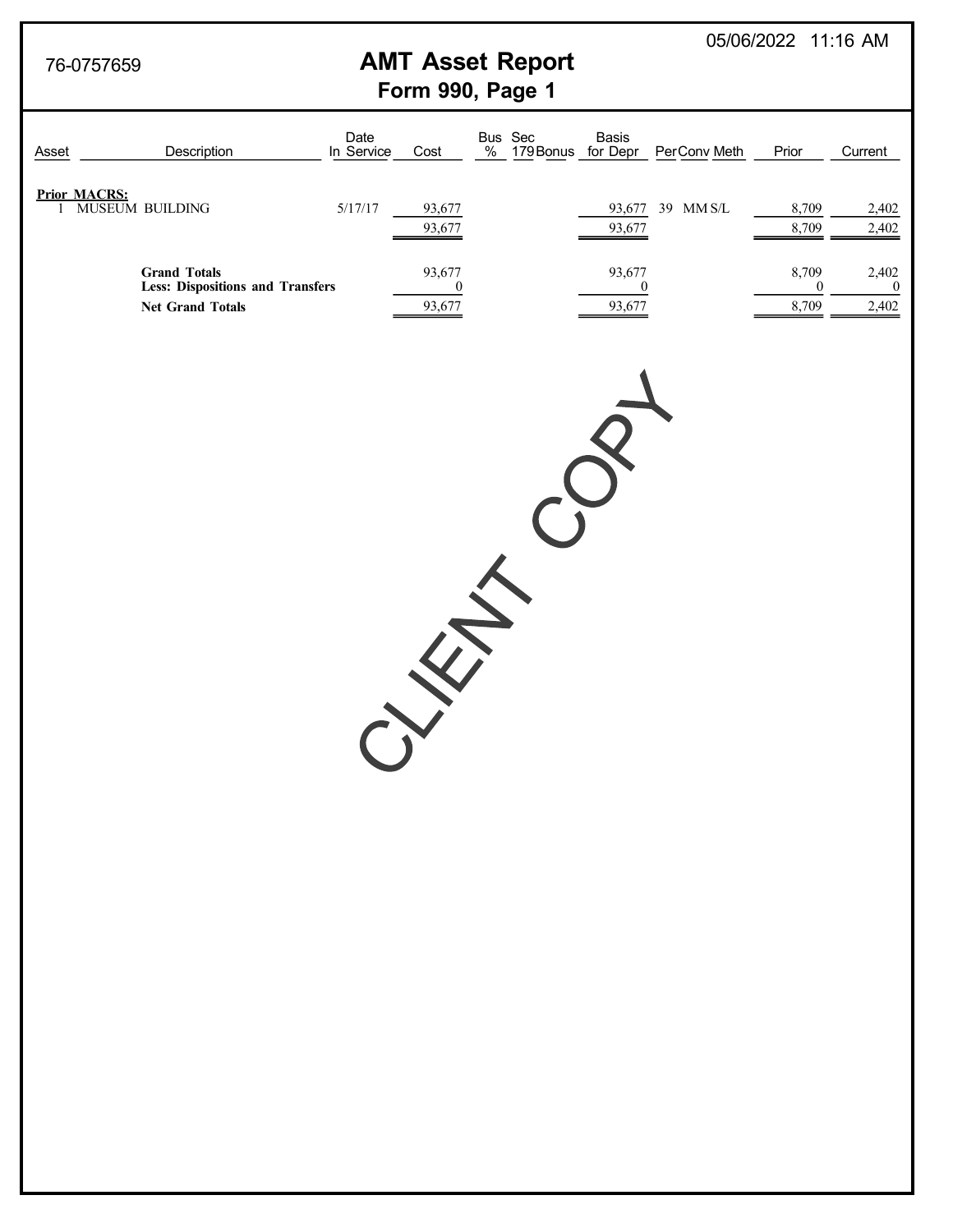76-0757659

05/06/2022 11:16 AM

# AMT Asset Report

## Form 990, Page 1

| Asset | Description | Date In Service | Cost | Bus % | Sec 179 Bonus | Basis for Depr | Per | Conv | Meth | Prior | Current |
|---|---|---|---|---|---|---|---|---|---|---|---|
| **Prior MACRS:** | | | | | | | | | | | |
| 1 | MUSEUM BUILDING | 5/17/17 | 93,677 | | | 93,677 | 39 | MM | S/L | 8,709 | 2,402 |
| | | | 93,677 | | | 93,677 | | | | 8,709 | 2,402 |
| | **Grand Totals** | | 93,677 | | | 93,677 | | | | 8,709 | 2,402 |
| | **Less: Dispositions and Transfers** | | 0 | | | 0 | | | | 0 | 0 |
| | **Net Grand Totals** | | 93,677 | | | 93,677 | | | | 8,709 | 2,402 |

CLIENT COPY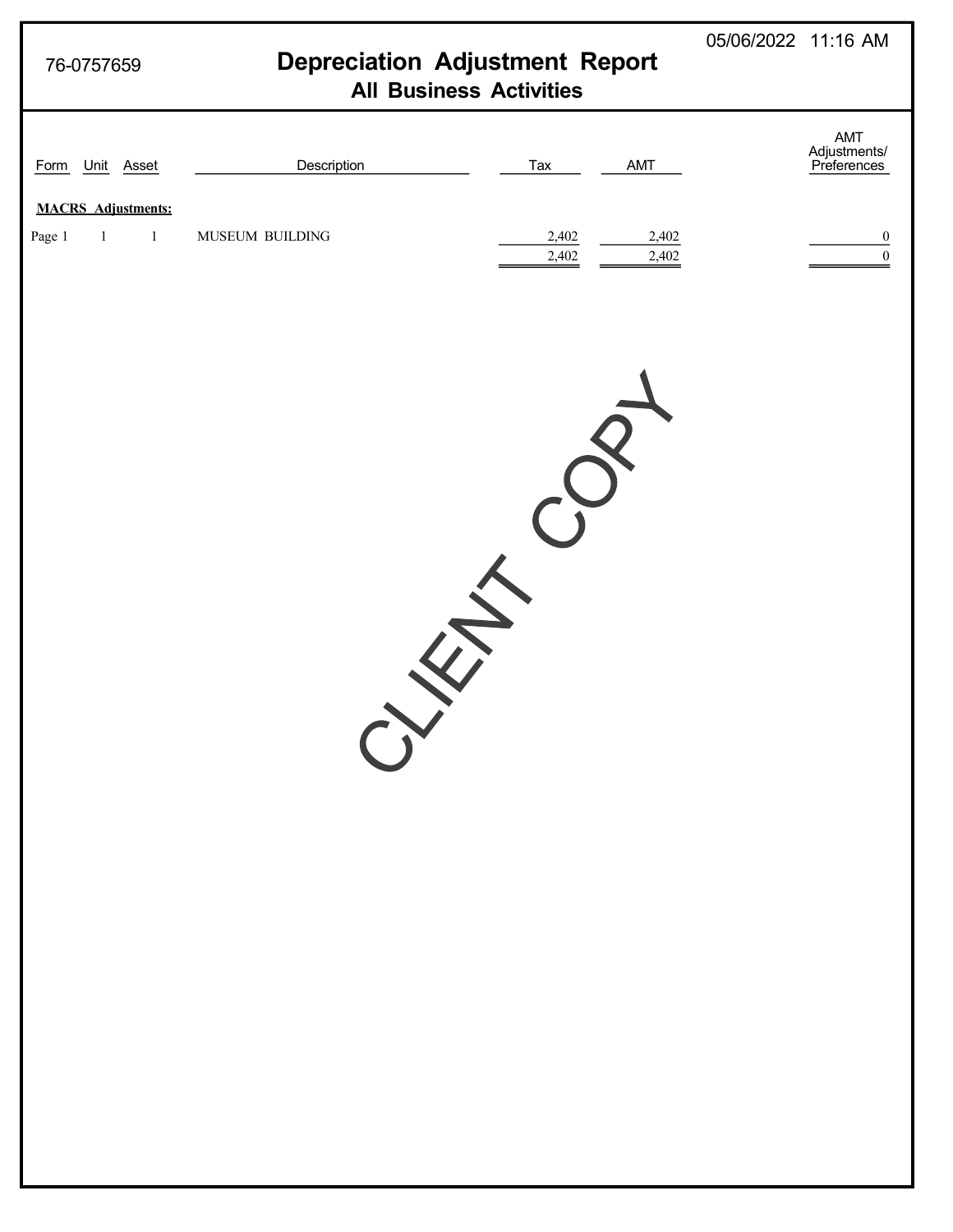76-0757659

05/06/2022 11:16 AM

# Depreciation Adjustment Report
## All Business Activities

| Form | Unit | Asset | Description | Tax | AMT | AMT Adjustments/ Preferences |
|---|---|---|---|---|---|---|
| **MACRS Adjustments:** | | | | | | |
| Page 1 | 1 | 1 | MUSEUM BUILDING | 2,402 | 2,402 | 0 |
| | | | | 2,402 | 2,402 | 0 |

CLIENT COPY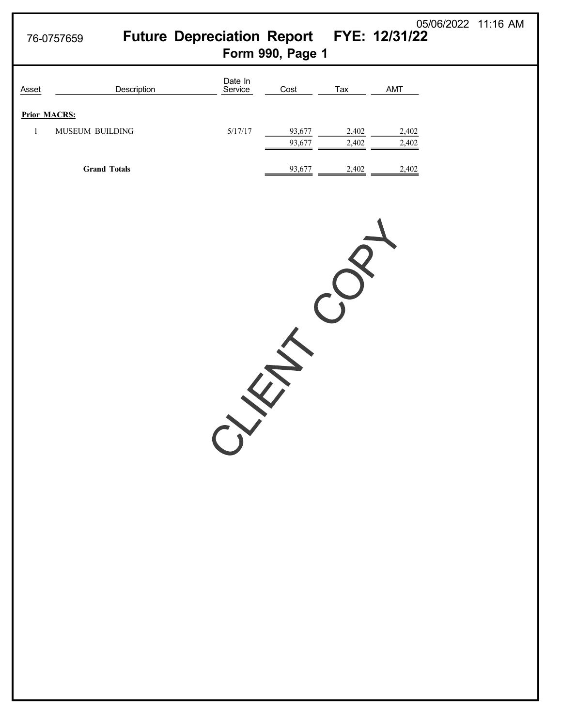76-0757659

# Future Depreciation Report FYE: 12/31/22

## Form 990, Page 1

05/06/2022 11:16 AM

| Asset | Description | Date In Service | Cost | Tax | AMT |
|---|---|---|---|---|---|
| **Prior MACRS:** | | | | | |
| 1 | MUSEUM BUILDING | 5/17/17 | 93,677 | 2,402 | 2,402 |
| | | | 93,677 | 2,402 | 2,402 |
| | **Grand Totals** | | 93,677 | 2,402 | 2,402 |

CLIENT COPY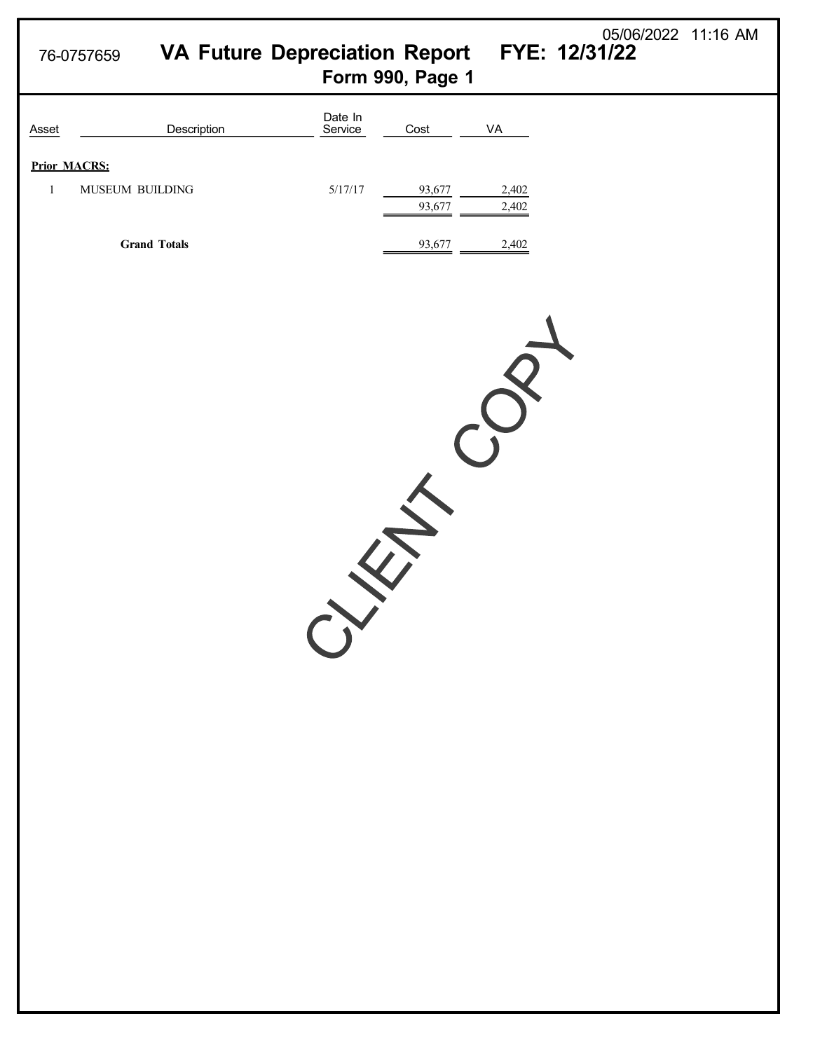76-0757659 **VA Future Depreciation Report** **FYE: 12/31/22**

05/06/2022 11:16 AM

**Form 990, Page 1**

| Asset | Description | Date In Service | Cost | VA |
|---|---|---|---|---|
| **Prior MACRS:** | | | | |
| 1 | MUSEUM BUILDING | 5/17/17 | 93,677 | 2,402 |
| | | | 93,677 | 2,402 |
| | **Grand Totals** | | 93,677 | 2,402 |

CLIENT COPY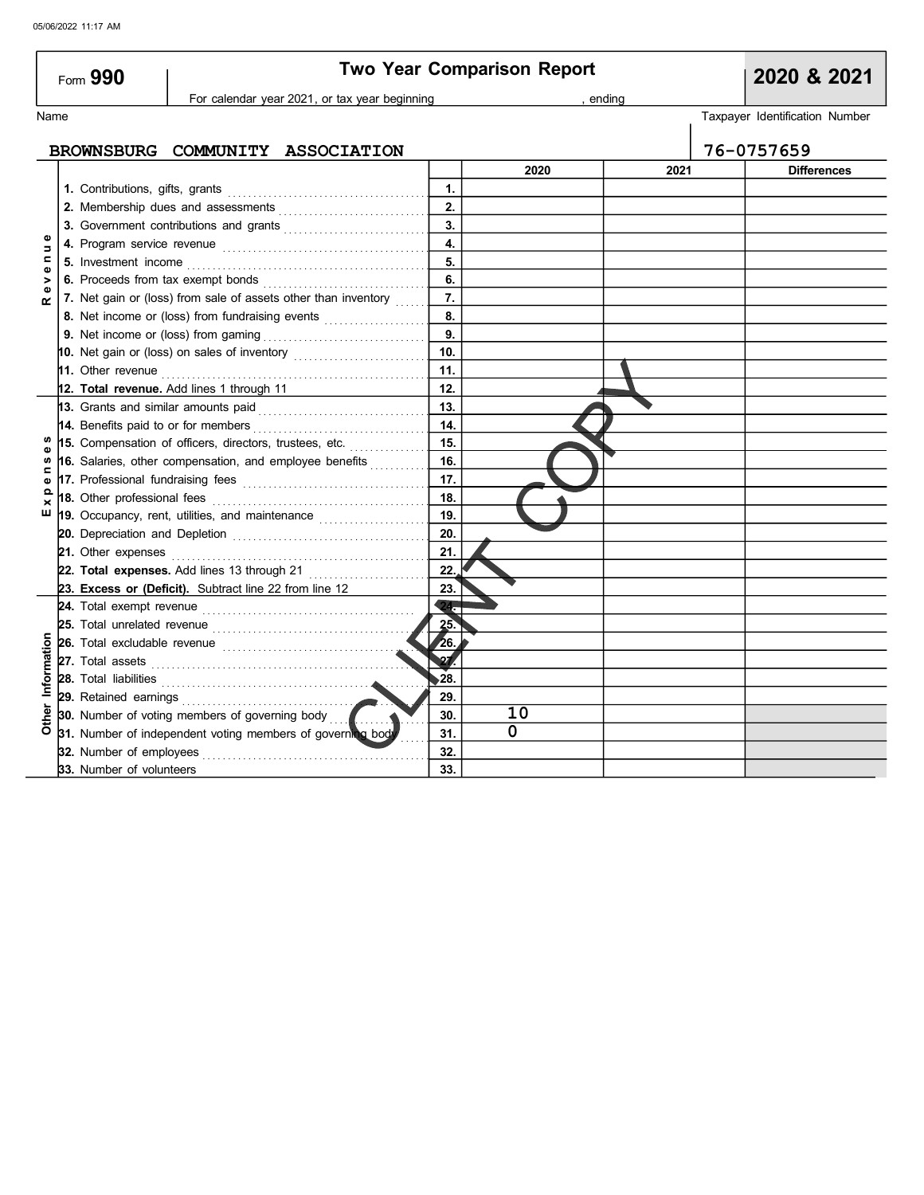05/06/2022 11:17 AM

# Form 990 — Two Year Comparison Report — 2020 & 2021

For calendar year 2021, or tax year beginning , ending

Name: **BROWNSBURG COMMUNITY ASSOCIATION**

Taxpayer Identification Number: **76-0757659**

| Section | Line | | 2020 | 2021 | Differences |
|---|---|---|---|---|---|
| Revenue | 1. Contributions, gifts, grants | 1. | | | |
| | 2. Membership dues and assessments | 2. | | | |
| | 3. Government contributions and grants | 3. | | | |
| | 4. Program service revenue | 4. | | | |
| | 5. Investment income | 5. | | | |
| | 6. Proceeds from tax exempt bonds | 6. | | | |
| | 7. Net gain or (loss) from sale of assets other than inventory | 7. | | | |
| | 8. Net income or (loss) from fundraising events | 8. | | | |
| | 9. Net income or (loss) from gaming | 9. | | | |
| | 10. Net gain or (loss) on sales of inventory | 10. | | | |
| | 11. Other revenue | 11. | | | |
| | **12. Total revenue.** Add lines 1 through 11 | 12. | | | |
| Expenses | 13. Grants and similar amounts paid | 13. | | | |
| | 14. Benefits paid to or for members | 14. | | | |
| | 15. Compensation of officers, directors, trustees, etc. | 15. | | | |
| | 16. Salaries, other compensation, and employee benefits | 16. | | | |
| | 17. Professional fundraising fees | 17. | | | |
| | 18. Other professional fees | 18. | | | |
| | 19. Occupancy, rent, utilities, and maintenance | 19. | | | |
| | 20. Depreciation and Depletion | 20. | | | |
| | 21. Other expenses | 21. | | | |
| | **22. Total expenses.** Add lines 13 through 21 | 22. | | | |
| | **23. Excess or (Deficit).** Subtract line 22 from line 12 | 23. | | | |
| Other Information | 24. Total exempt revenue | 24. | | | |
| | 25. Total unrelated revenue | 25. | | | |
| | 26. Total excludable revenue | 26. | | | |
| | 27. Total assets | 27. | | | |
| | 28. Total liabilities | 28. | | | |
| | 29. Retained earnings | 29. | | | |
| | 30. Number of voting members of governing body | 30. | 10 | | |
| | 31. Number of independent voting members of governing body | 31. | 0 | | |
| | 32. Number of employees | 32. | | | |
| | 33. Number of volunteers | 33. | | | |

CLIENT COPY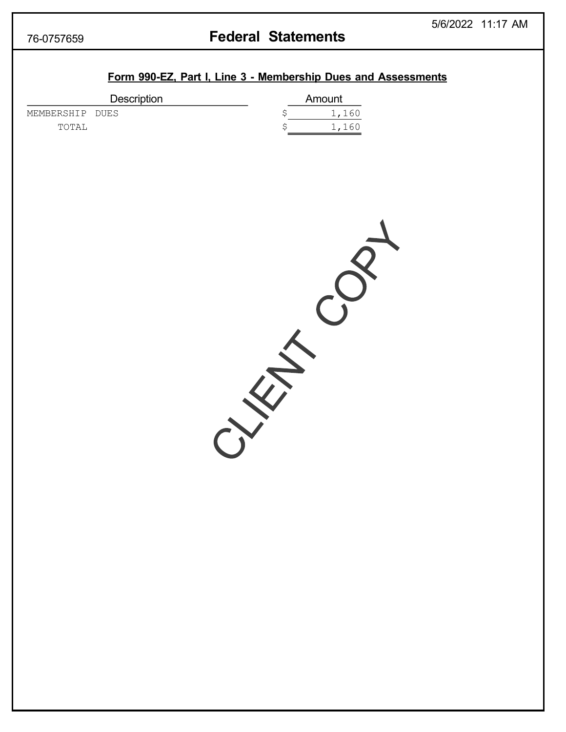76-0757659

# Federal Statements

## Form 990-EZ, Part I, Line 3 - Membership Dues and Assessments

| Description | Amount |
|---|---|
| MEMBERSHIP DUES | $ 1,160 |
| TOTAL | $ 1,160 |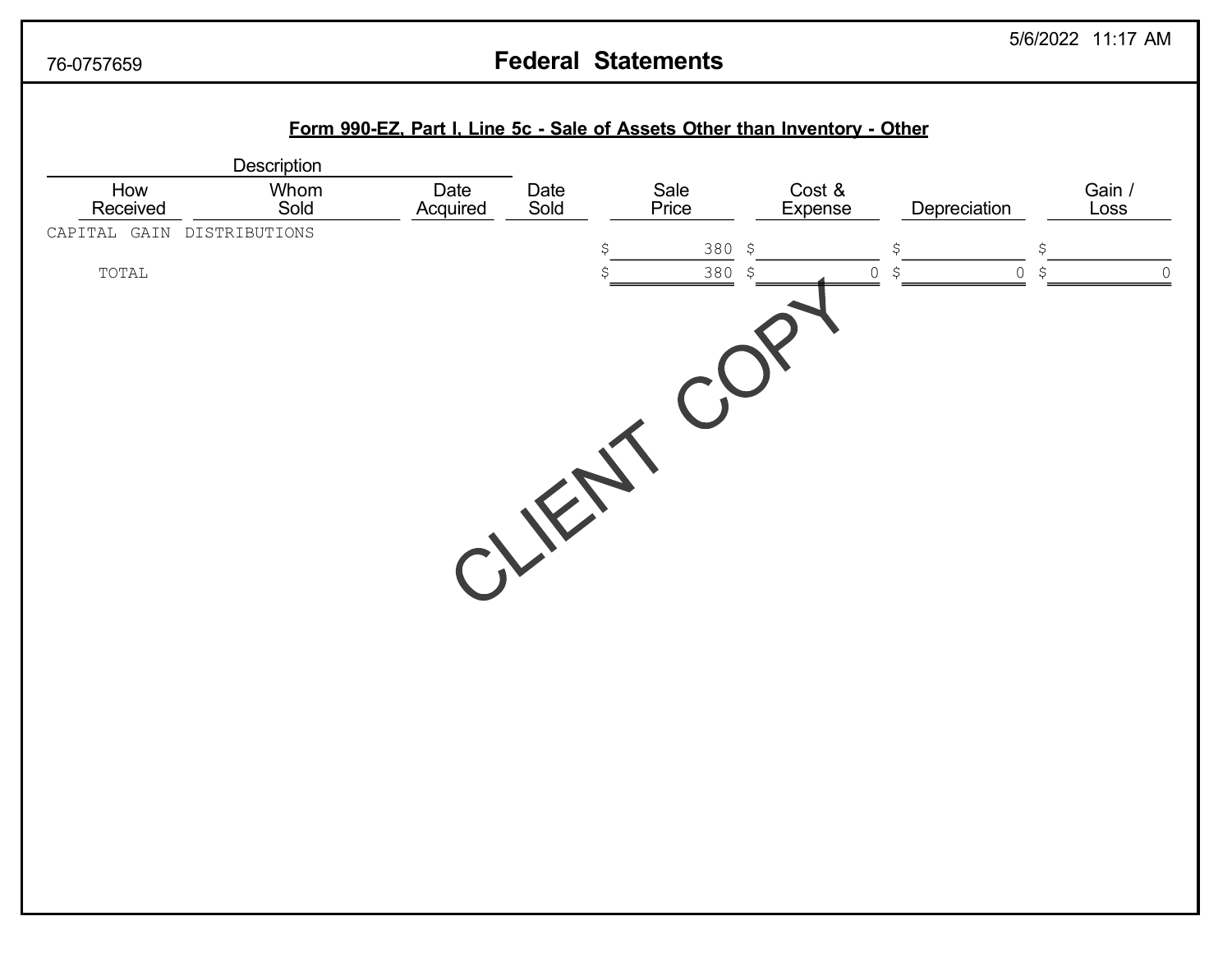76-0757659

# Federal Statements

5/6/2022 11:17 AM

## Form 990-EZ, Part I, Line 5c - Sale of Assets Other than Inventory - Other

| Description | | | | | | | |
|---|---|---|---|---|---|---|---|
| How Received | Whom Sold | Date Acquired | Date Sold | Sale Price | Cost & Expense | Depreciation | Gain / Loss |
| CAPITAL GAIN DISTRIBUTIONS | | | | | | | |
| | | | | $ 380 | $ | $ | $ |
| TOTAL | | | | $ 380 | $ 0 | $ 0 | $ 0 |

CLIENT COPY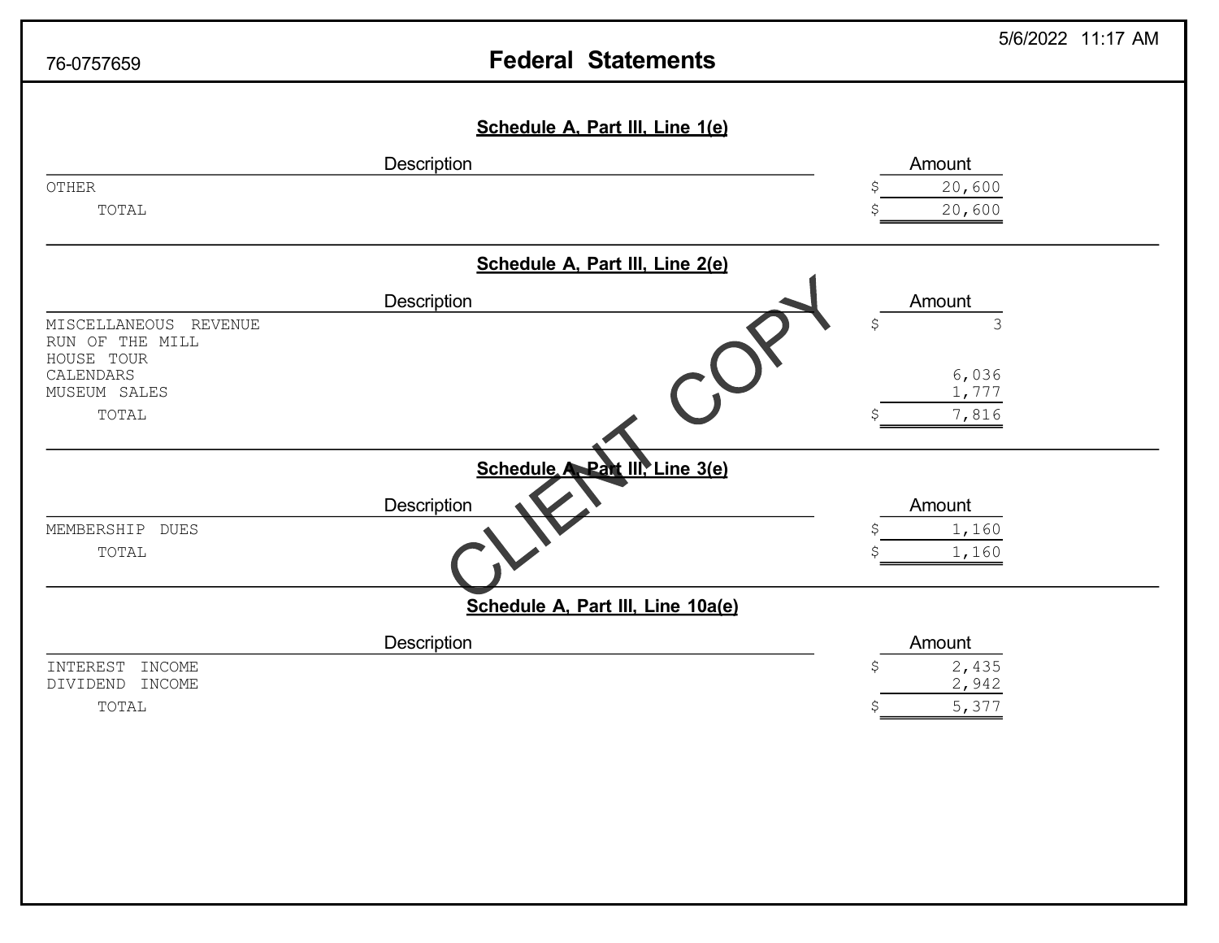76-0757659

# Federal Statements

5/6/2022 11:17 AM

## Schedule A, Part III, Line 1(e)

| Description | Amount |
| --- | --- |
| OTHER | $ 20,600 |
| TOTAL | $ 20,600 |

## Schedule A, Part III, Line 2(e)

| Description | Amount |
| --- | --- |
| MISCELLANEOUS REVENUE | $ 3 |
| RUN OF THE MILL | |
| HOUSE TOUR | |
| CALENDARS | 6,036 |
| MUSEUM SALES | 1,777 |
| TOTAL | $ 7,816 |

## Schedule A, Part III, Line 3(e)

| Description | Amount |
| --- | --- |
| MEMBERSHIP DUES | $ 1,160 |
| TOTAL | $ 1,160 |

## Schedule A, Part III, Line 10a(e)

| Description | Amount |
| --- | --- |
| INTEREST INCOME | $ 2,435 |
| DIVIDEND INCOME | 2,942 |
| TOTAL | $ 5,377 |

CLIENT COPY